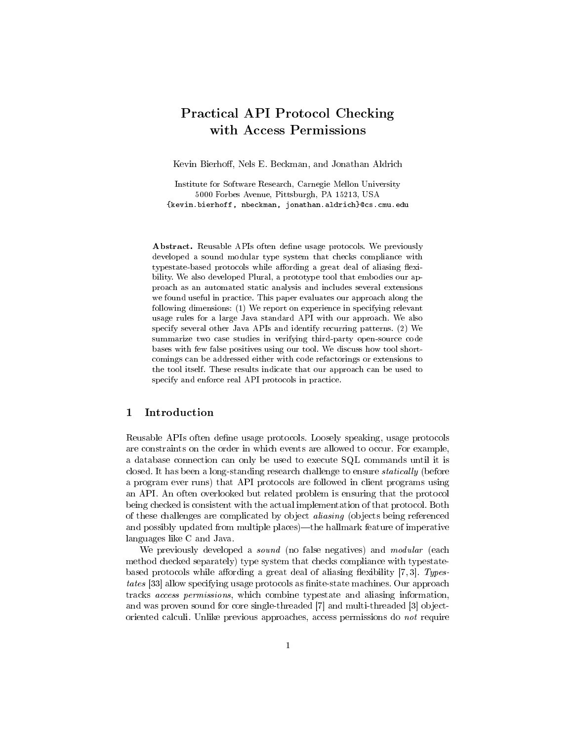# Practical API Protocol Checking with Access Permissions

Kevin Bierhoff, Nels E. Beckman, and Jonathan Aldrich

Institute for Software Research, Carnegie Mellon University
5000 Forbes Avenue, Pittsburgh, PA 15213, USA
{kevin.bierhoff, nbeckman, jonathan.aldrich}@cs.cmu.edu

**Abstract.** Reusable APIs often define usage protocols. We previously developed a sound modular type system that checks compliance with typestate-based protocols while affording a great deal of aliasing flexibility. We also developed Plural, a prototype tool that embodies our approach as an automated static analysis and includes several extensions we found useful in practice. This paper evaluates our approach along the following dimensions: (1) We report on experience in specifying relevant usage rules for a large Java standard API with our approach. We also specify several other Java APIs and identify recurring patterns. (2) We summarize two case studies in verifying third-party open-source code bases with few false positives using our tool. We discuss how tool shortcomings can be addressed either with code refactorings or extensions to the tool itself. These results indicate that our approach can be used to specify and enforce real API protocols in practice.

## 1 Introduction

Reusable APIs often define usage protocols. Loosely speaking, usage protocols are constraints on the order in which events are allowed to occur. For example, a database connection can only be used to execute SQL commands until it is closed. It has been a long-standing research challenge to ensure *statically* (before a program ever runs) that API protocols are followed in client programs using an API. An often overlooked but related problem is ensuring that the protocol being checked is consistent with the actual implementation of that protocol. Both of these challenges are complicated by object *aliasing* (objects being referenced and possibly updated from multiple places)—the hallmark feature of imperative languages like C and Java.

We previously developed a *sound* (no false negatives) and *modular* (each method checked separately) type system that checks compliance with typestate-based protocols while affording a great deal of aliasing flexibility [7, 3]. *Typestates* [33] allow specifying usage protocols as finite-state machines. Our approach tracks *access permissions*, which combine typestate and aliasing information, and was proven sound for core single-threaded [7] and multi-threaded [3] object-oriented calculi. Unlike previous approaches, access permissions do *not* require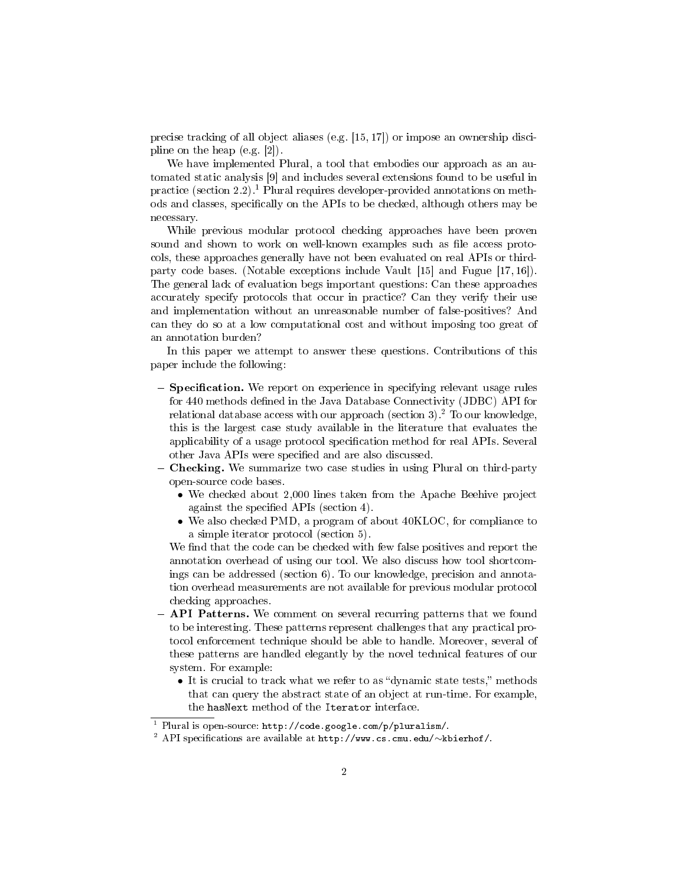precise tracking of all object aliases (e.g. [15, 17]) or impose an ownership discipline on the heap (e.g. [2]).

We have implemented Plural, a tool that embodies our approach as an automated static analysis [9] and includes several extensions found to be useful in practice (section 2.2).[1] Plural requires developer-provided annotations on methods and classes, specifically on the APIs to be checked, although others may be necessary.

While previous modular protocol checking approaches have been proven sound and shown to work on well-known examples such as file access protocols, these approaches generally have not been evaluated on real APIs or third-party code bases. (Notable exceptions include Vault [15] and Fugue [17, 16]). The general lack of evaluation begs important questions: Can these approaches accurately specify protocols that occur in practice? Can they verify their use and implementation without an unreasonable number of false-positives? And can they do so at a low computational cost and without imposing too great of an annotation burden?

In this paper we attempt to answer these questions. Contributions of this paper include the following:

- **Specification.** We report on experience in specifying relevant usage rules for 440 methods defined in the Java Database Connectivity (JDBC) API for relational database access with our approach (section 3).[2] To our knowledge, this is the largest case study available in the literature that evaluates the applicability of a usage protocol specification method for real APIs. Several other Java APIs were specified and are also discussed.
- **Checking.** We summarize two case studies in using Plural on third-party open-source code bases.
  - We checked about 2,000 lines taken from the Apache Beehive project against the specified APIs (section 4).
  - We also checked PMD, a program of about 40KLOC, for compliance to a simple iterator protocol (section 5).

  We find that the code can be checked with few false positives and report the annotation overhead of using our tool. We also discuss how tool shortcomings can be addressed (section 6). To our knowledge, precision and annotation overhead measurements are not available for previous modular protocol checking approaches.
- **API Patterns.** We comment on several recurring patterns that we found to be interesting. These patterns represent challenges that any practical protocol enforcement technique should be able to handle. Moreover, several of these patterns are handled elegantly by the novel technical features of our system. For example:
  - It is crucial to track what we refer to as "dynamic state tests," methods that can query the abstract state of an object at run-time. For example, the `hasNext` method of the `Iterator` interface.

---

[1] Plural is open-source: `http://code.google.com/p/pluralism/`.

[2] API specifications are available at `http://www.cs.cmu.edu/~kbierhof/`.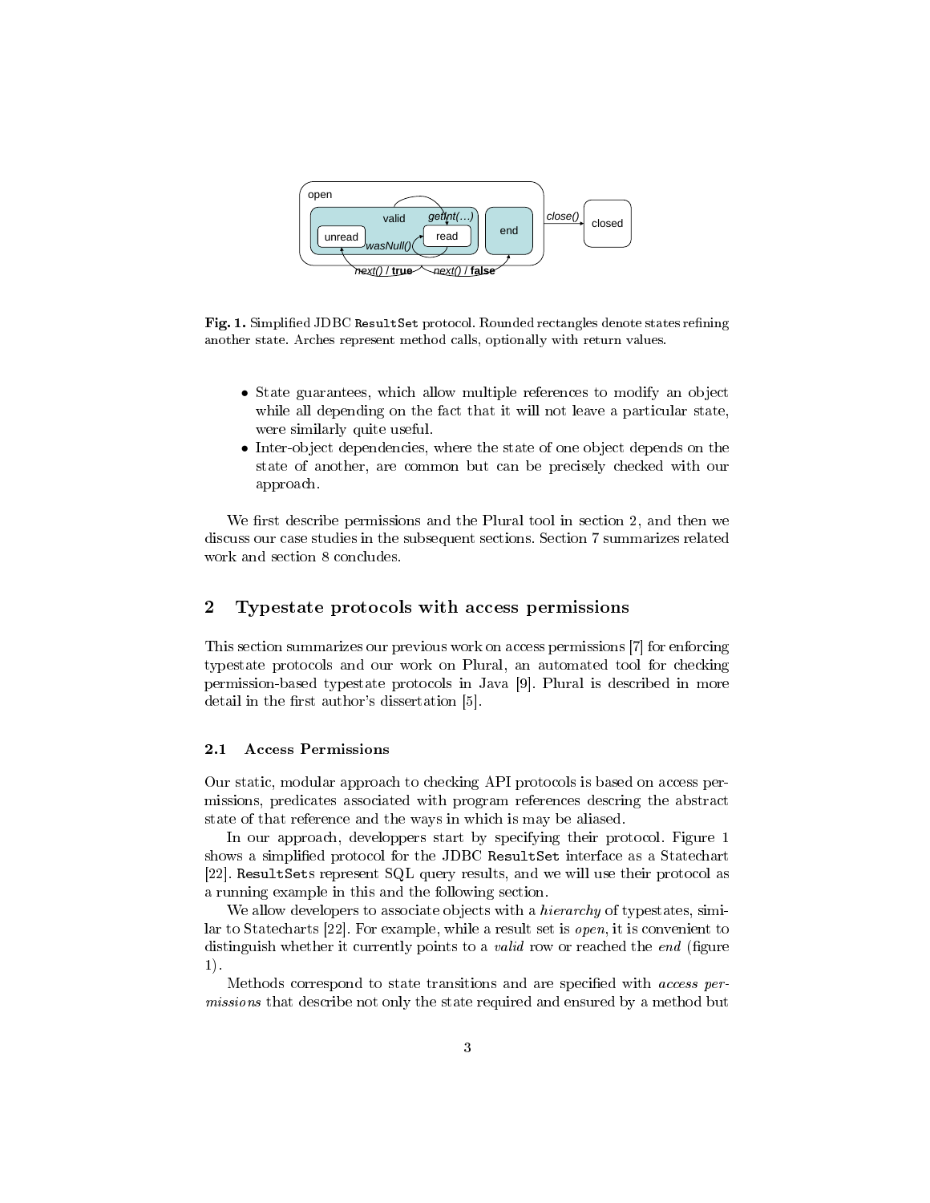**Fig. 1.** Simplified JDBC `ResultSet` protocol. Rounded rectangles denote states refining another state. Arches represent method calls, optionally with return values.

- State guarantees, which allow multiple references to modify an object while all depending on the fact that it will not leave a particular state, were similarly quite useful.
- Inter-object dependencies, where the state of one object depends on the state of another, are common but can be precisely checked with our approach.

We first describe permissions and the Plural tool in section 2, and then we discuss our case studies in the subsequent sections. Section 7 summarizes related work and section 8 concludes.

## 2 Typestate protocols with access permissions

This section summarizes our previous work on access permissions [7] for enforcing typestate protocols and our work on Plural, an automated tool for checking permission-based typestate protocols in Java [9]. Plural is described in more detail in the first author's dissertation [5].

### 2.1 Access Permissions

Our static, modular approach to checking API protocols is based on access permissions, predicates associated with program references descring the abstract state of that reference and the ways in which is may be aliased.

In our approach, developpers start by specifying their protocol. Figure 1 shows a simplified protocol for the JDBC `ResultSet` interface as a Statechart [22]. `ResultSet`s represent SQL query results, and we will use their protocol as a running example in this and the following section.

We allow developers to associate objects with a *hierarchy* of typestates, similar to Statecharts [22]. For example, while a result set is *open*, it is convenient to distinguish whether it currently points to a *valid* row or reached the *end* (figure 1).

Methods correspond to state transitions and are specified with *access permissions* that describe not only the state required and ensured by a method but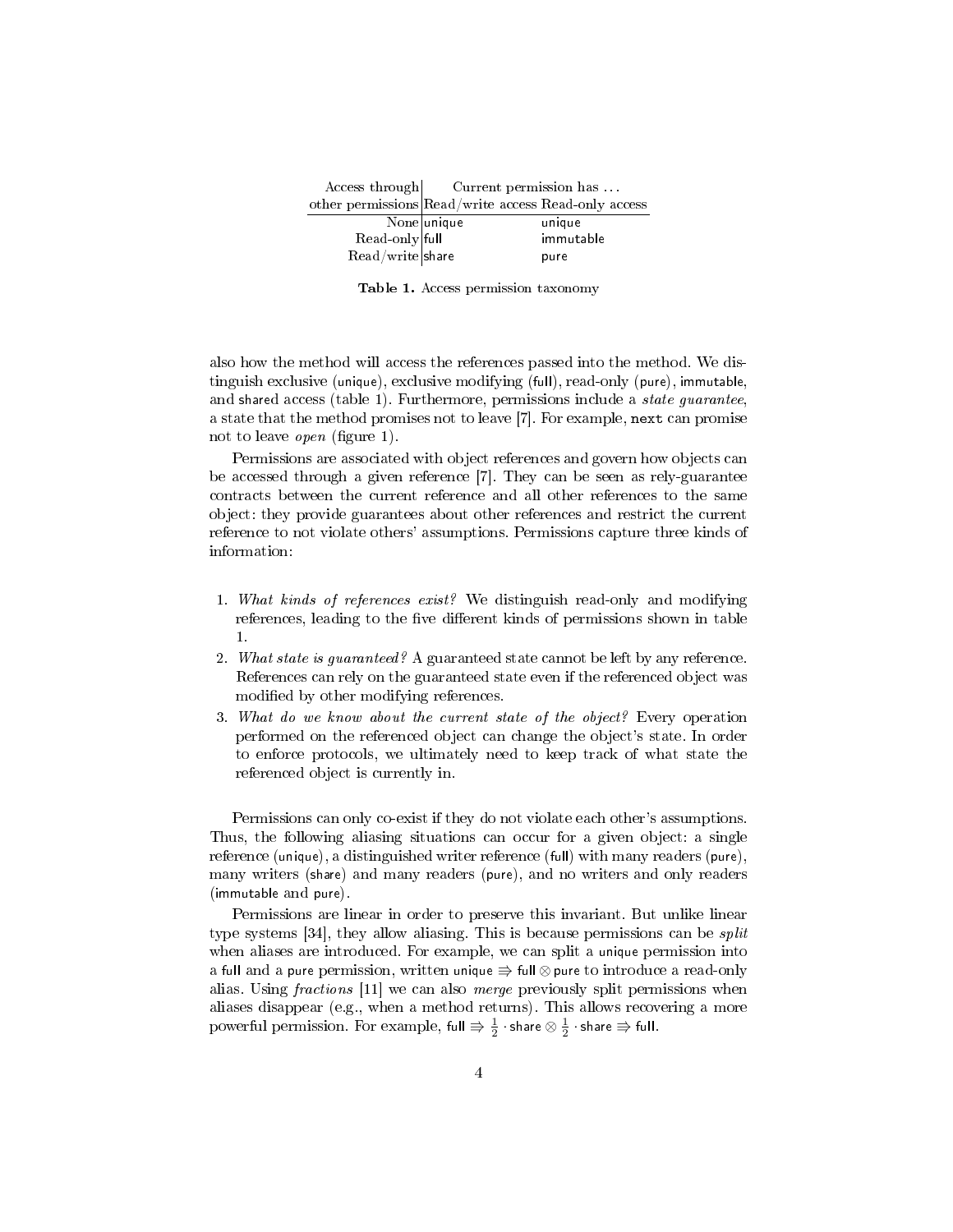| Access through other permissions | Current permission has … Read/write access | Read-only access |
|---|---|---|
| None | unique | unique |
| Read-only | full | immutable |
| Read/write | share | pure |

**Table 1.** Access permission taxonomy

also how the method will access the references passed into the method. We distinguish exclusive (unique), exclusive modifying (full), read-only (pure), immutable, and shared access (table 1). Furthermore, permissions include a *state guarantee*, a state that the method promises not to leave [7]. For example, `next` can promise not to leave *open* (figure 1).

Permissions are associated with object references and govern how objects can be accessed through a given reference [7]. They can be seen as rely-guarantee contracts between the current reference and all other references to the same object: they provide guarantees about other references and restrict the current reference to not violate others' assumptions. Permissions capture three kinds of information:

1. *What kinds of references exist?* We distinguish read-only and modifying references, leading to the five different kinds of permissions shown in table 1.
2. *What state is guaranteed?* A guaranteed state cannot be left by any reference. References can rely on the guaranteed state even if the referenced object was modified by other modifying references.
3. *What do we know about the current state of the object?* Every operation performed on the referenced object can change the object's state. In order to enforce protocols, we ultimately need to keep track of what state the referenced object is currently in.

Permissions can only co-exist if they do not violate each other's assumptions. Thus, the following aliasing situations can occur for a given object: a single reference (unique), a distinguished writer reference (full) with many readers (pure), many writers (share) and many readers (pure), and no writers and only readers (immutable and pure).

Permissions are linear in order to preserve this invariant. But unlike linear type systems [34], they allow aliasing. This is because permissions can be *split* when aliases are introduced. For example, we can split a unique permission into a full and a pure permission, written $\mathsf{unique} \Rrightarrow \mathsf{full} \otimes \mathsf{pure}$ to introduce a read-only alias. Using *fractions* [11] we can also *merge* previously split permissions when aliases disappear (e.g., when a method returns). This allows recovering a more powerful permission. For example, $\mathsf{full} \Rrightarrow \frac{1}{2} \cdot \mathsf{share} \otimes \frac{1}{2} \cdot \mathsf{share} \Rrightarrow \mathsf{full}$.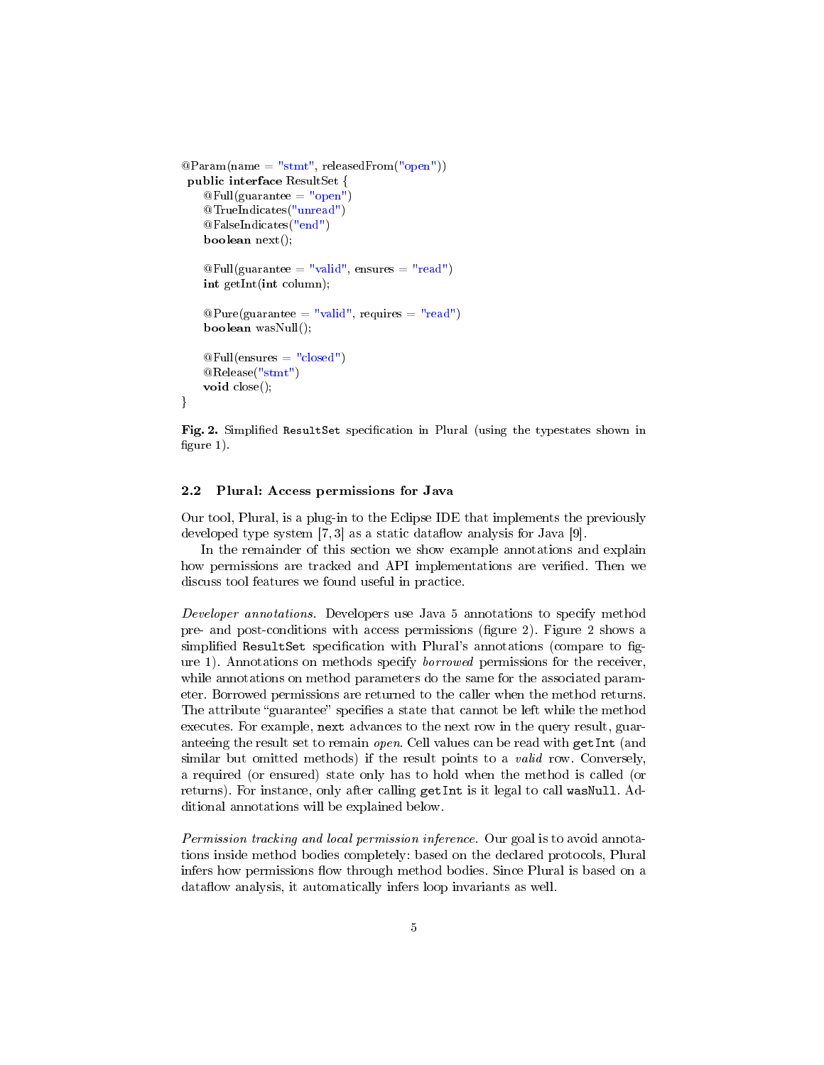```java
@Param(name = "stmt", releasedFrom("open"))
public interface ResultSet {
    @Full(guarantee = "open")
    @TrueIndicates("unread")
    @FalseIndicates("end")
    boolean next();

    @Full(guarantee = "valid", ensures = "read")
    int getInt(int column);

    @Pure(guarantee = "valid", requires = "read")
    boolean wasNull();

    @Full(ensures = "closed")
    @Release("stmt")
    void close();
}
```

**Fig. 2.** Simplified `ResultSet` specification in Plural (using the typestates shown in figure 1).

### 2.2 Plural: Access permissions for Java

Our tool, Plural, is a plug-in to the Eclipse IDE that implements the previously developed type system [7, 3] as a static dataflow analysis for Java [9].

In the remainder of this section we show example annotations and explain how permissions are tracked and API implementations are verified. Then we discuss tool features we found useful in practice.

*Developer annotations.* Developers use Java 5 annotations to specify method pre- and post-conditions with access permissions (figure 2). Figure 2 shows a simplified `ResultSet` specification with Plural's annotations (compare to figure 1). Annotations on methods specify *borrowed* permissions for the receiver, while annotations on method parameters do the same for the associated parameter. Borrowed permissions are returned to the caller when the method returns. The attribute "guarantee" specifies a state that cannot be left while the method executes. For example, `next` advances to the next row in the query result, guaranteeing the result set to remain *open*. Cell values can be read with `getInt` (and similar but omitted methods) if the result points to a *valid* row. Conversely, a required (or ensured) state only has to hold when the method is called (or returns). For instance, only after calling `getInt` is it legal to call `wasNull`. Additional annotations will be explained below.

*Permission tracking and local permission inference.* Our goal is to avoid annotations inside method bodies completely: based on the declared protocols, Plural infers how permissions flow through method bodies. Since Plural is based on a dataflow analysis, it automatically infers loop invariants as well.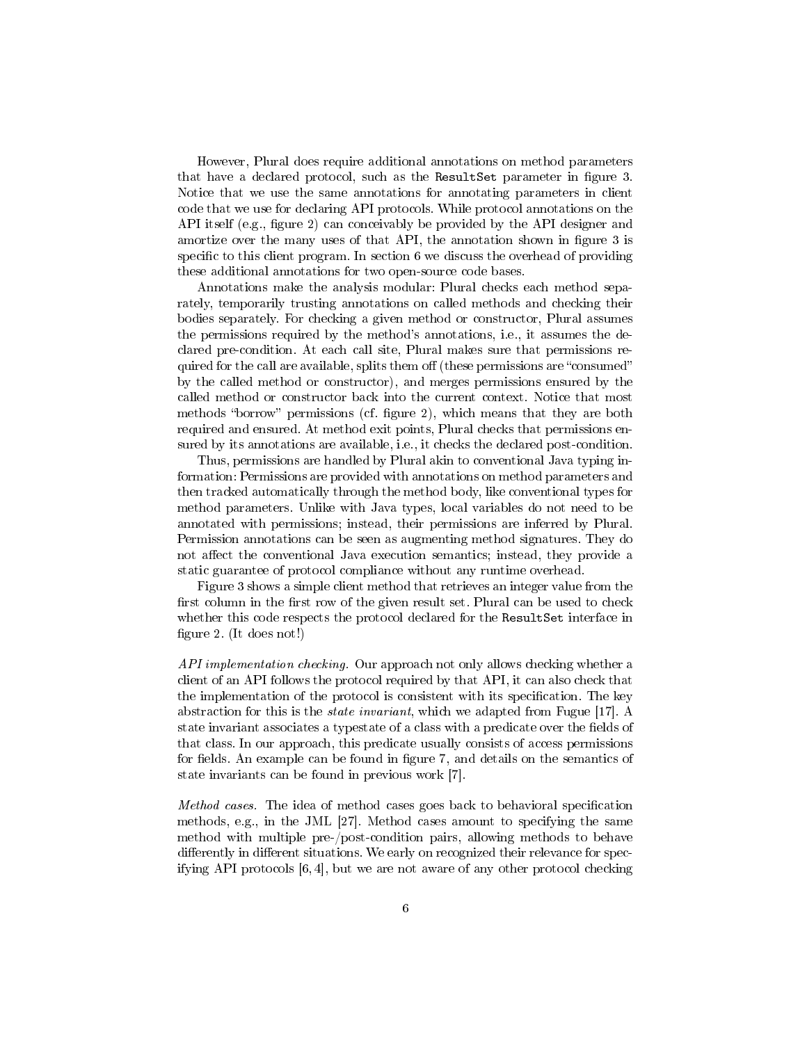However, Plural does require additional annotations on method parameters that have a declared protocol, such as the `ResultSet` parameter in figure 3. Notice that we use the same annotations for annotating parameters in client code that we use for declaring API protocols. While protocol annotations on the API itself (e.g., figure 2) can conceivably be provided by the API designer and amortize over the many uses of that API, the annotation shown in figure 3 is specific to this client program. In section 6 we discuss the overhead of providing these additional annotations for two open-source code bases.

Annotations make the analysis modular: Plural checks each method separately, temporarily trusting annotations on called methods and checking their bodies separately. For checking a given method or constructor, Plural assumes the permissions required by the method's annotations, i.e., it assumes the declared pre-condition. At each call site, Plural makes sure that permissions required for the call are available, splits them off (these permissions are "consumed" by the called method or constructor), and merges permissions ensured by the called method or constructor back into the current context. Notice that most methods "borrow" permissions (cf. figure 2), which means that they are both required and ensured. At method exit points, Plural checks that permissions ensured by its annotations are available, i.e., it checks the declared post-condition.

Thus, permissions are handled by Plural akin to conventional Java typing information: Permissions are provided with annotations on method parameters and then tracked automatically through the method body, like conventional types for method parameters. Unlike with Java types, local variables do not need to be annotated with permissions; instead, their permissions are inferred by Plural. Permission annotations can be seen as augmenting method signatures. They do not affect the conventional Java execution semantics; instead, they provide a static guarantee of protocol compliance without any runtime overhead.

Figure 3 shows a simple client method that retrieves an integer value from the first column in the first row of the given result set. Plural can be used to check whether this code respects the protocol declared for the `ResultSet` interface in figure 2. (It does not!)

*API implementation checking.* Our approach not only allows checking whether a client of an API follows the protocol required by that API, it can also check that the implementation of the protocol is consistent with its specification. The key abstraction for this is the *state invariant*, which we adapted from Fugue [17]. A state invariant associates a typestate of a class with a predicate over the fields of that class. In our approach, this predicate usually consists of access permissions for fields. An example can be found in figure 7, and details on the semantics of state invariants can be found in previous work [7].

*Method cases.* The idea of method cases goes back to behavioral specification methods, e.g., in the JML [27]. Method cases amount to specifying the same method with multiple pre-/post-condition pairs, allowing methods to behave differently in different situations. We early on recognized their relevance for specifying API protocols [6, 4], but we are not aware of any other protocol checking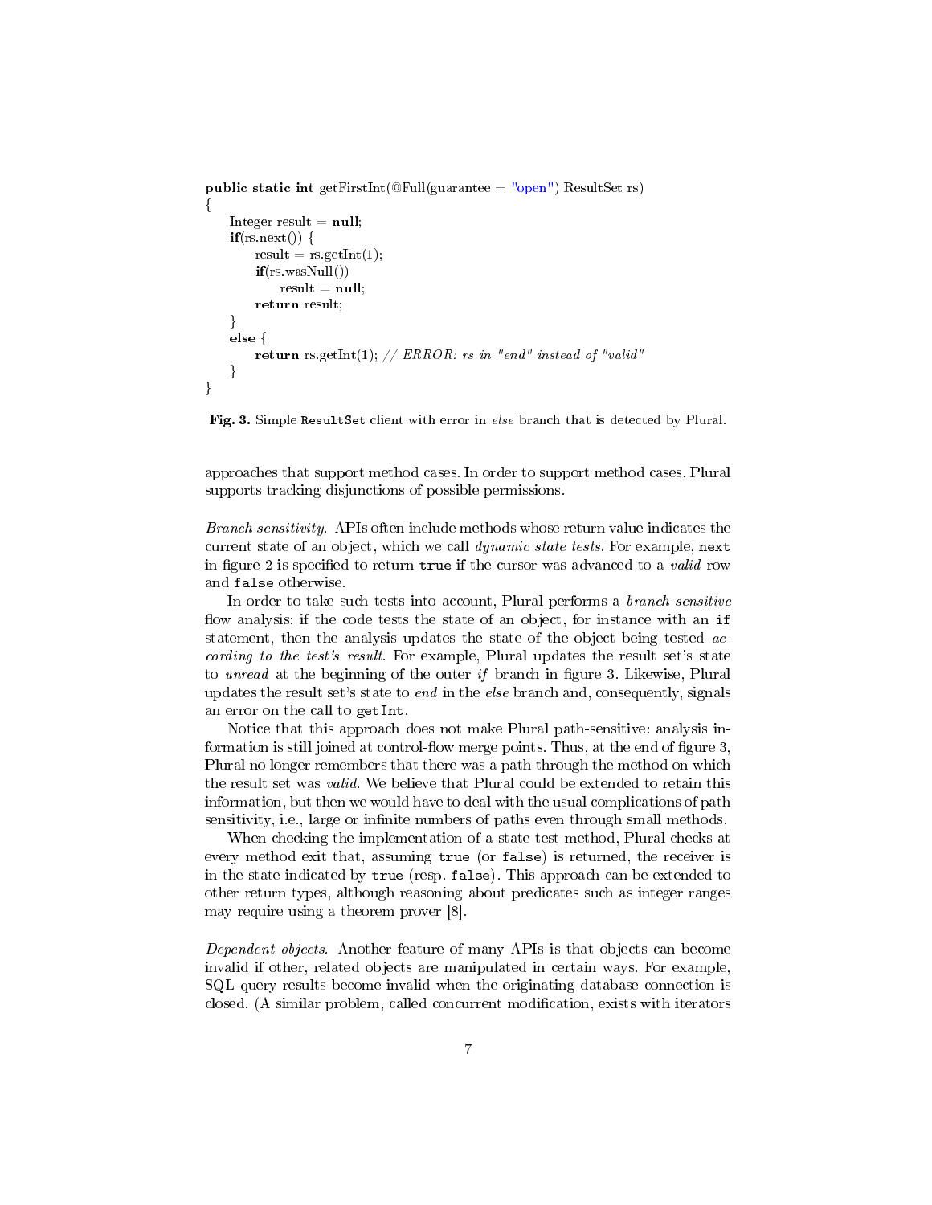```
public static int getFirstInt(@Full(guarantee = "open") ResultSet rs)
{
    Integer result = null;
    if(rs.next()) {
        result = rs.getInt(1);
        if(rs.wasNull())
            result = null;
        return result;
    }
    else {
        return rs.getInt(1); // ERROR: rs in "end" instead of "valid"
    }
}
```

**Fig. 3.** Simple `ResultSet` client with error in *else* branch that is detected by Plural.

approaches that support method cases. In order to support method cases, Plural supports tracking disjunctions of possible permissions.

*Branch sensitivity.* APIs often include methods whose return value indicates the current state of an object, which we call *dynamic state tests*. For example, `next` in figure 2 is specified to return `true` if the cursor was advanced to a *valid* row and `false` otherwise.

In order to take such tests into account, Plural performs a *branch-sensitive* flow analysis: if the code tests the state of an object, for instance with an `if` statement, then the analysis updates the state of the object being tested *according to the test's result*. For example, Plural updates the result set's state to *unread* at the beginning of the outer *if* branch in figure 3. Likewise, Plural updates the result set's state to *end* in the *else* branch and, consequently, signals an error on the call to `getInt`.

Notice that this approach does not make Plural path-sensitive: analysis information is still joined at control-flow merge points. Thus, at the end of figure 3, Plural no longer remembers that there was a path through the method on which the result set was *valid*. We believe that Plural could be extended to retain this information, but then we would have to deal with the usual complications of path sensitivity, i.e., large or infinite numbers of paths even through small methods.

When checking the implementation of a state test method, Plural checks at every method exit that, assuming `true` (or `false`) is returned, the receiver is in the state indicated by `true` (resp. `false`). This approach can be extended to other return types, although reasoning about predicates such as integer ranges may require using a theorem prover [8].

*Dependent objects.* Another feature of many APIs is that objects can become invalid if other, related objects are manipulated in certain ways. For example, SQL query results become invalid when the originating database connection is closed. (A similar problem, called concurrent modification, exists with iterators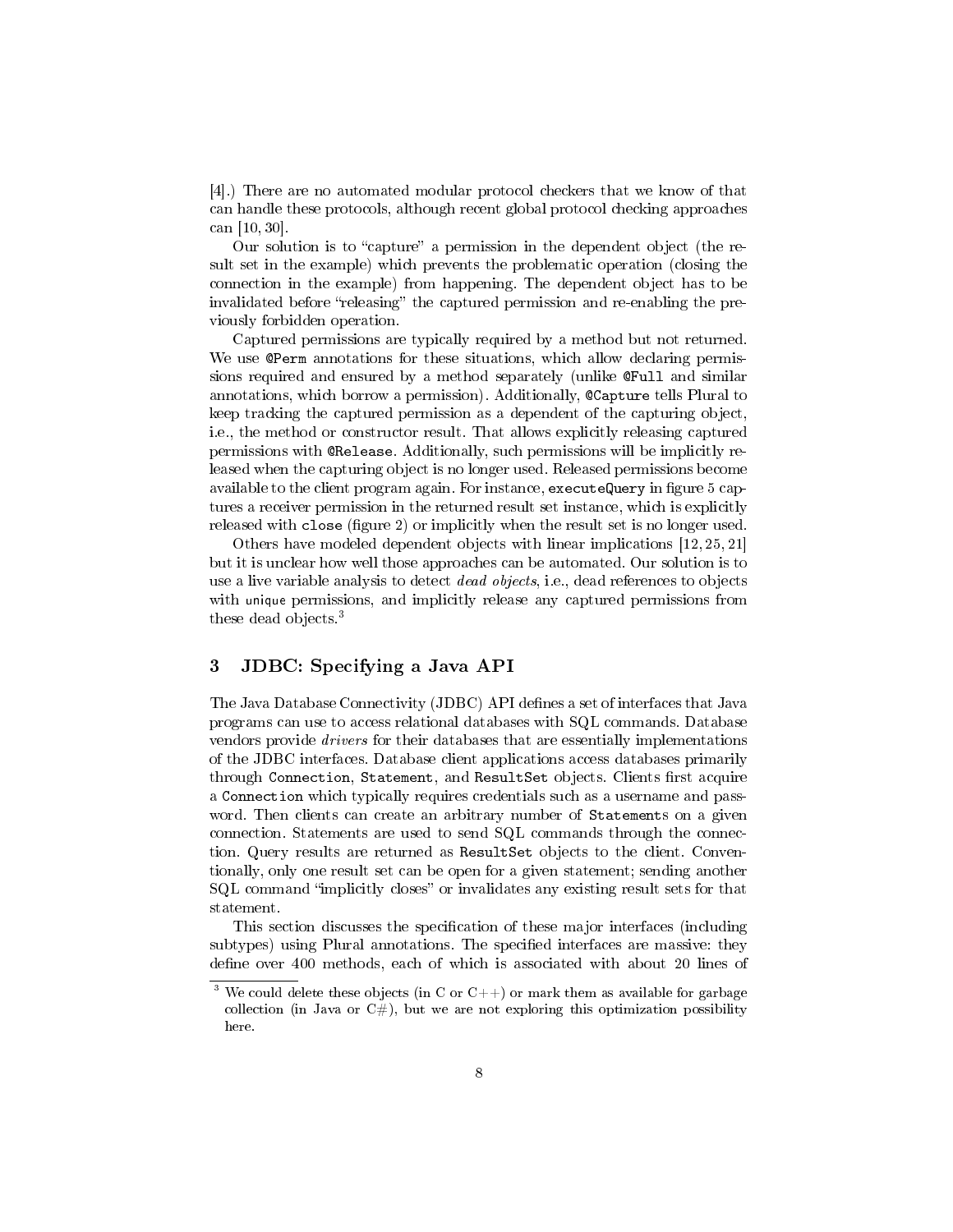[4].) There are no automated modular protocol checkers that we know of that can handle these protocols, although recent global protocol checking approaches can [10, 30].

Our solution is to "capture" a permission in the dependent object (the result set in the example) which prevents the problematic operation (closing the connection in the example) from happening. The dependent object has to be invalidated before "releasing" the captured permission and re-enabling the previously forbidden operation.

Captured permissions are typically required by a method but not returned. We use `@Perm` annotations for these situations, which allow declaring permissions required and ensured by a method separately (unlike `@Full` and similar annotations, which borrow a permission). Additionally, `@Capture` tells Plural to keep tracking the captured permission as a dependent of the capturing object, i.e., the method or constructor result. That allows explicitly releasing captured permissions with `@Release`. Additionally, such permissions will be implicitly released when the capturing object is no longer used. Released permissions become available to the client program again. For instance, `executeQuery` in figure 5 captures a receiver permission in the returned result set instance, which is explicitly released with `close` (figure 2) or implicitly when the result set is no longer used.

Others have modeled dependent objects with linear implications [12, 25, 21] but it is unclear how well those approaches can be automated. Our solution is to use a live variable analysis to detect *dead objects*, i.e., dead references to objects with `unique` permissions, and implicitly release any captured permissions from these dead objects.[3]

## 3 JDBC: Specifying a Java API

The Java Database Connectivity (JDBC) API defines a set of interfaces that Java programs can use to access relational databases with SQL commands. Database vendors provide *drivers* for their databases that are essentially implementations of the JDBC interfaces. Database client applications access databases primarily through `Connection`, `Statement`, and `ResultSet` objects. Clients first acquire a `Connection` which typically requires credentials such as a username and password. Then clients can create an arbitrary number of `Statements` on a given connection. Statements are used to send SQL commands through the connection. Query results are returned as `ResultSet` objects to the client. Conventionally, only one result set can be open for a given statement; sending another SQL command "implicitly closes" or invalidates any existing result sets for that statement.

This section discusses the specification of these major interfaces (including subtypes) using Plural annotations. The specified interfaces are massive: they define over 400 methods, each of which is associated with about 20 lines of

[3] We could delete these objects (in C or C++) or mark them as available for garbage collection (in Java or C#), but we are not exploring this optimization possibility here.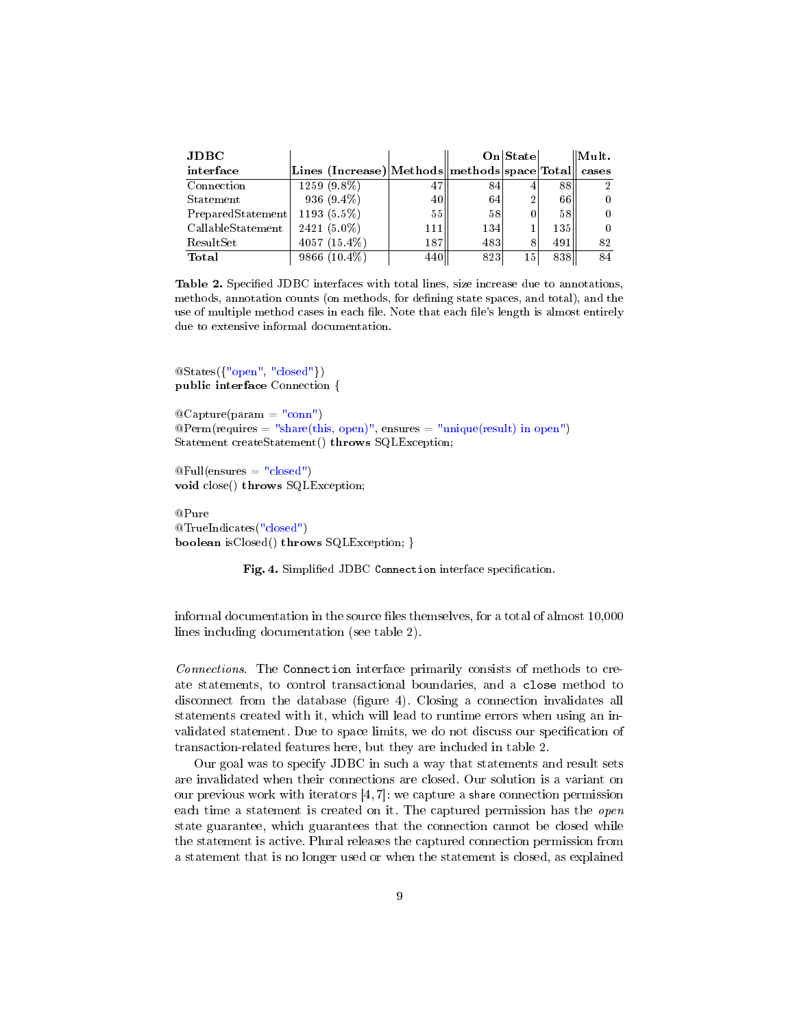| JDBC interface | Lines (Increase) | Methods | On methods | State space | Total | Mult. cases |
|---|---|---|---|---|---|---|
| Connection | 1259 (9.8%) | 47 | 84 | 4 | 88 | 2 |
| Statement | 936 (9.4%) | 40 | 64 | 2 | 66 | 0 |
| PreparedStatement | 1193 (5.5%) | 55 | 58 | 0 | 58 | 0 |
| CallableStatement | 2421 (5.0%) | 111 | 134 | 1 | 135 | 0 |
| ResultSet | 4057 (15.4%) | 187 | 483 | 8 | 491 | 82 |
| **Total** | 9866 (10.4%) | 440 | 823 | 15 | 838 | 84 |

**Table 2.** Specified JDBC interfaces with total lines, size increase due to annotations, methods, annotation counts (on methods, for defining state spaces, and total), and the use of multiple method cases in each file. Note that each file's length is almost entirely due to extensive informal documentation.

```
@States({"open", "closed"})
public interface Connection {

@Capture(param = "conn")
@Perm(requires = "share(this, open)", ensures = "unique(result) in open")
Statement createStatement() throws SQLException;

@Full(ensures = "closed")
void close() throws SQLException;

@Pure
@TrueIndicates("closed")
boolean isClosed() throws SQLException; }
```

**Fig. 4.** Simplified JDBC `Connection` interface specification.

informal documentation in the source files themselves, for a total of almost 10,000 lines including documentation (see table 2).

*Connections.* The `Connection` interface primarily consists of methods to create statements, to control transactional boundaries, and a `close` method to disconnect from the database (figure 4). Closing a connection invalidates all statements created with it, which will lead to runtime errors when using an invalidated statement. Due to space limits, we do not discuss our specification of transaction-related features here, but they are included in table 2.

Our goal was to specify JDBC in such a way that statements and result sets are invalidated when their connections are closed. Our solution is a variant on our previous work with iterators [4, 7]: we capture a share connection permission each time a statement is created on it. The captured permission has the *open* state guarantee, which guarantees that the connection cannot be closed while the statement is active. Plural releases the captured connection permission from a statement that is no longer used or when the statement is closed, as explained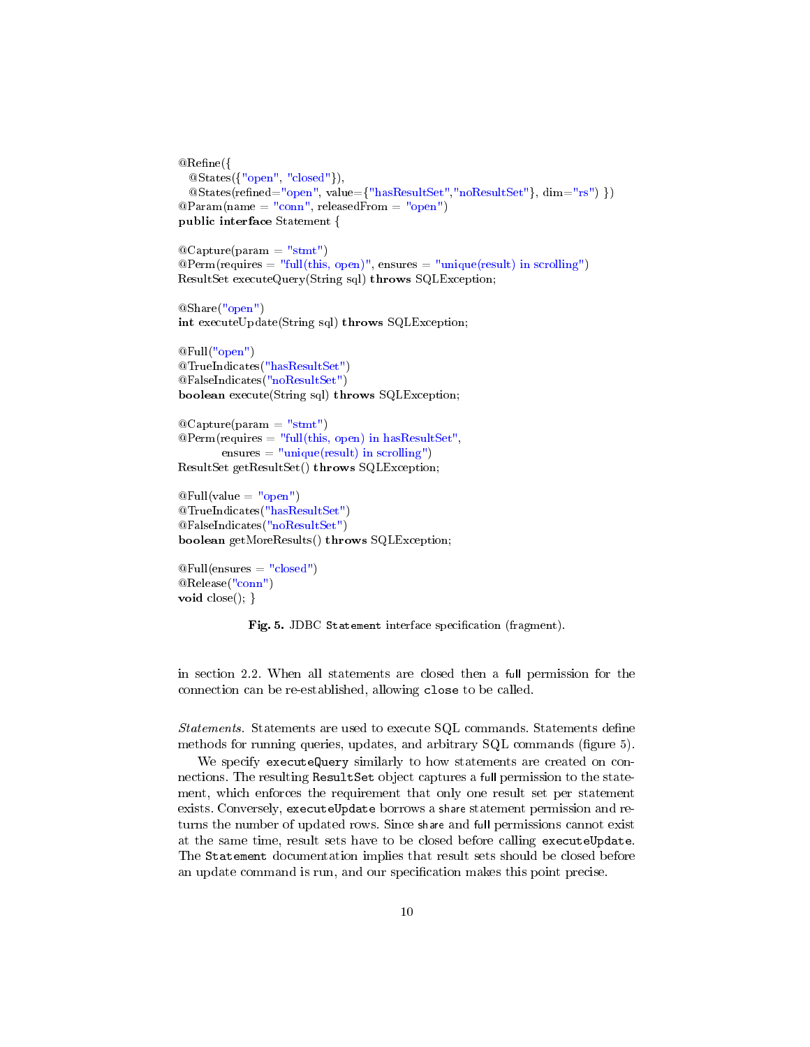```java
@Refine({
   @States({"open", "closed"}),
   @States(refined="open", value={"hasResultSet","noResultSet"}, dim="rs") })
@Param(name = "conn", releasedFrom = "open")
public interface Statement {

@Capture(param = "stmt")
@Perm(requires = "full(this, open)", ensures = "unique(result) in scrolling")
ResultSet executeQuery(String sql) throws SQLException;

@Share("open")
int executeUpdate(String sql) throws SQLException;

@Full("open")
@TrueIndicates("hasResultSet")
@FalseIndicates("noResultSet")
boolean execute(String sql) throws SQLException;

@Capture(param = "stmt")
@Perm(requires = "full(this, open) in hasResultSet",
        ensures = "unique(result) in scrolling")
ResultSet getResultSet() throws SQLException;

@Full(value = "open")
@TrueIndicates("hasResultSet")
@FalseIndicates("noResultSet")
boolean getMoreResults() throws SQLException;

@Full(ensures = "closed")
@Release("conn")
void close(); }
```

**Fig. 5.** JDBC `Statement` interface specification (fragment).

in section 2.2. When all statements are closed then a full permission for the connection can be re-established, allowing `close` to be called.

*Statements.* Statements are used to execute SQL commands. Statements define methods for running queries, updates, and arbitrary SQL commands (figure 5).

We specify `executeQuery` similarly to how statements are created on connections. The resulting `ResultSet` object captures a full permission to the statement, which enforces the requirement that only one result set per statement exists. Conversely, `executeUpdate` borrows a share statement permission and returns the number of updated rows. Since share and full permissions cannot exist at the same time, result sets have to be closed before calling `executeUpdate`. The `Statement` documentation implies that result sets should be closed before an update command is run, and our specification makes this point precise.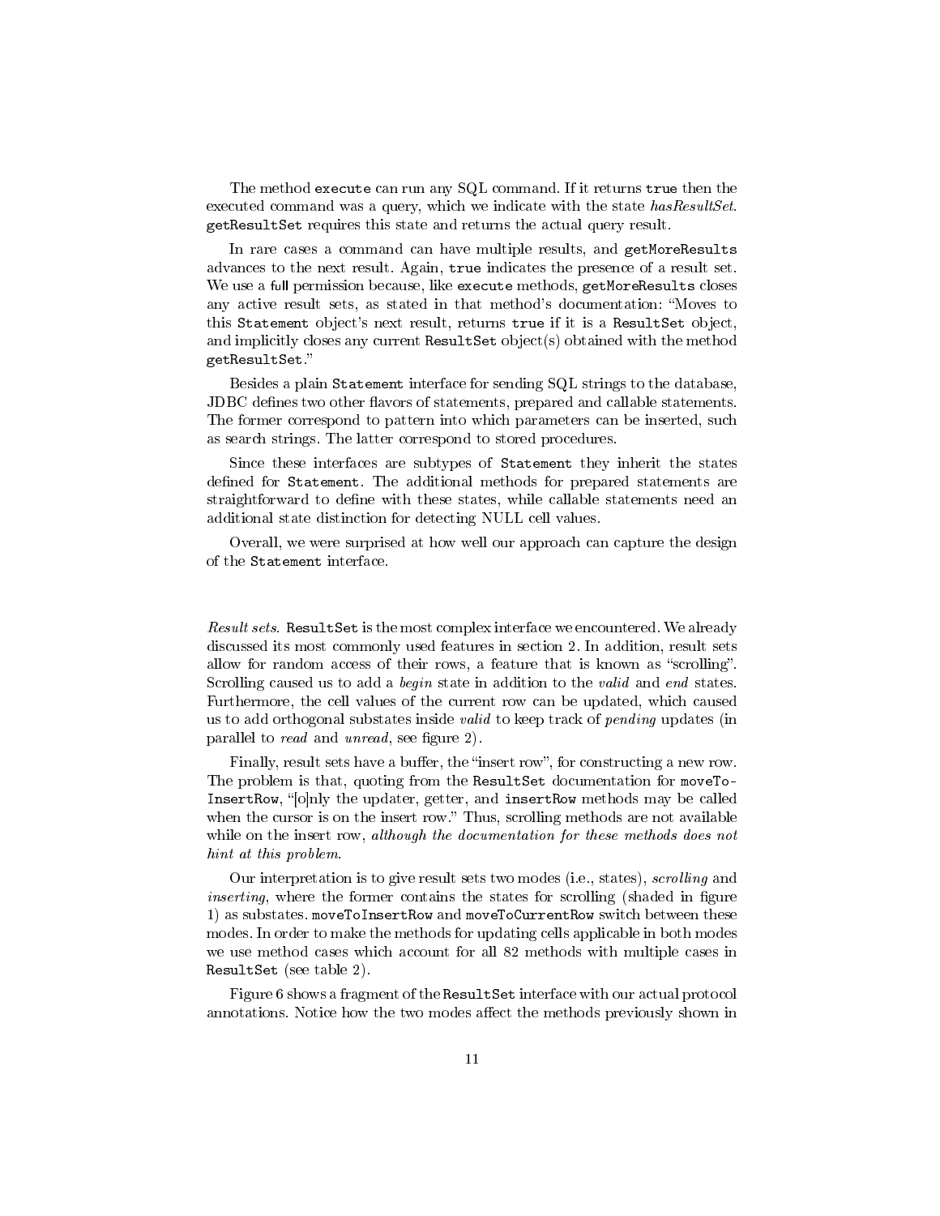The method `execute` can run any SQL command. If it returns `true` then the executed command was a query, which we indicate with the state *hasResultSet*. `getResultSet` requires this state and returns the actual query result.

In rare cases a command can have multiple results, and `getMoreResults` advances to the next result. Again, `true` indicates the presence of a result set. We use a full permission because, like `execute` methods, `getMoreResults` closes any active result sets, as stated in that method's documentation: "Moves to this `Statement` object's next result, returns `true` if it is a `ResultSet` object, and implicitly closes any current `ResultSet` object(s) obtained with the method `getResultSet`."

Besides a plain `Statement` interface for sending SQL strings to the database, JDBC defines two other flavors of statements, prepared and callable statements. The former correspond to pattern into which parameters can be inserted, such as search strings. The latter correspond to stored procedures.

Since these interfaces are subtypes of `Statement` they inherit the states defined for `Statement`. The additional methods for prepared statements are straightforward to define with these states, while callable statements need an additional state distinction for detecting NULL cell values.

Overall, we were surprised at how well our approach can capture the design of the `Statement` interface.

*Result sets.* `ResultSet` is the most complex interface we encountered. We already discussed its most commonly used features in section 2. In addition, result sets allow for random access of their rows, a feature that is known as "scrolling". Scrolling caused us to add a *begin* state in addition to the *valid* and *end* states. Furthermore, the cell values of the current row can be updated, which caused us to add orthogonal substates inside *valid* to keep track of *pending* updates (in parallel to *read* and *unread*, see figure 2).

Finally, result sets have a buffer, the "insert row", for constructing a new row. The problem is that, quoting from the `ResultSet` documentation for `moveToInsertRow`, "[o]nly the updater, getter, and `insertRow` methods may be called when the cursor is on the insert row." Thus, scrolling methods are not available while on the insert row, *although the documentation for these methods does not hint at this problem.*

Our interpretation is to give result sets two modes (i.e., states), *scrolling* and *inserting*, where the former contains the states for scrolling (shaded in figure 1) as substates. `moveToInsertRow` and `moveToCurrentRow` switch between these modes. In order to make the methods for updating cells applicable in both modes we use method cases which account for all 82 methods with multiple cases in `ResultSet` (see table 2).

Figure 6 shows a fragment of the `ResultSet` interface with our actual protocol annotations. Notice how the two modes affect the methods previously shown in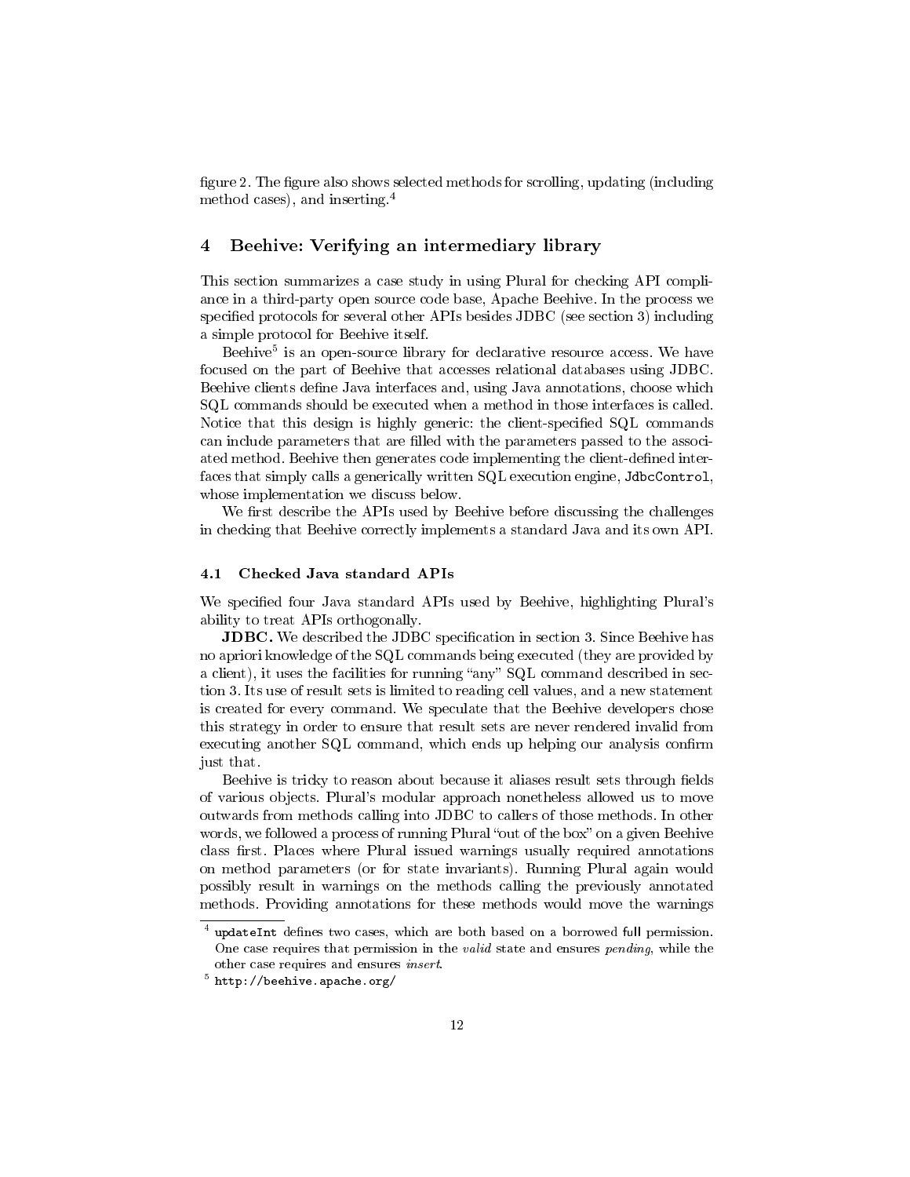figure 2. The figure also shows selected methods for scrolling, updating (including method cases), and inserting.[4]

## 4 Beehive: Verifying an intermediary library

This section summarizes a case study in using Plural for checking API compliance in a third-party open source code base, Apache Beehive. In the process we specified protocols for several other APIs besides JDBC (see section 3) including a simple protocol for Beehive itself.

Beehive[5] is an open-source library for declarative resource access. We have focused on the part of Beehive that accesses relational databases using JDBC. Beehive clients define Java interfaces and, using Java annotations, choose which SQL commands should be executed when a method in those interfaces is called. Notice that this design is highly generic: the client-specified SQL commands can include parameters that are filled with the parameters passed to the associated method. Beehive then generates code implementing the client-defined interfaces that simply calls a generically written SQL execution engine, `JdbcControl`, whose implementation we discuss below.

We first describe the APIs used by Beehive before discussing the challenges in checking that Beehive correctly implements a standard Java and its own API.

### 4.1 Checked Java standard APIs

We specified four Java standard APIs used by Beehive, highlighting Plural's ability to treat APIs orthogonally.

**JDBC.** We described the JDBC specification in section 3. Since Beehive has no apriori knowledge of the SQL commands being executed (they are provided by a client), it uses the facilities for running "any" SQL command described in section 3. Its use of result sets is limited to reading cell values, and a new statement is created for every command. We speculate that the Beehive developers chose this strategy in order to ensure that result sets are never rendered invalid from executing another SQL command, which ends up helping our analysis confirm just that.

Beehive is tricky to reason about because it aliases result sets through fields of various objects. Plural's modular approach nonetheless allowed us to move outwards from methods calling into JDBC to callers of those methods. In other words, we followed a process of running Plural "out of the box" on a given Beehive class first. Places where Plural issued warnings usually required annotations on method parameters (or for state invariants). Running Plural again would possibly result in warnings on the methods calling the previously annotated methods. Providing annotations for these methods would move the warnings

---

[4] `updateInt` defines two cases, which are both based on a borrowed full permission. One case requires that permission in the *valid* state and ensures *pending*, while the other case requires and ensures *insert*.

[5] `http://beehive.apache.org/`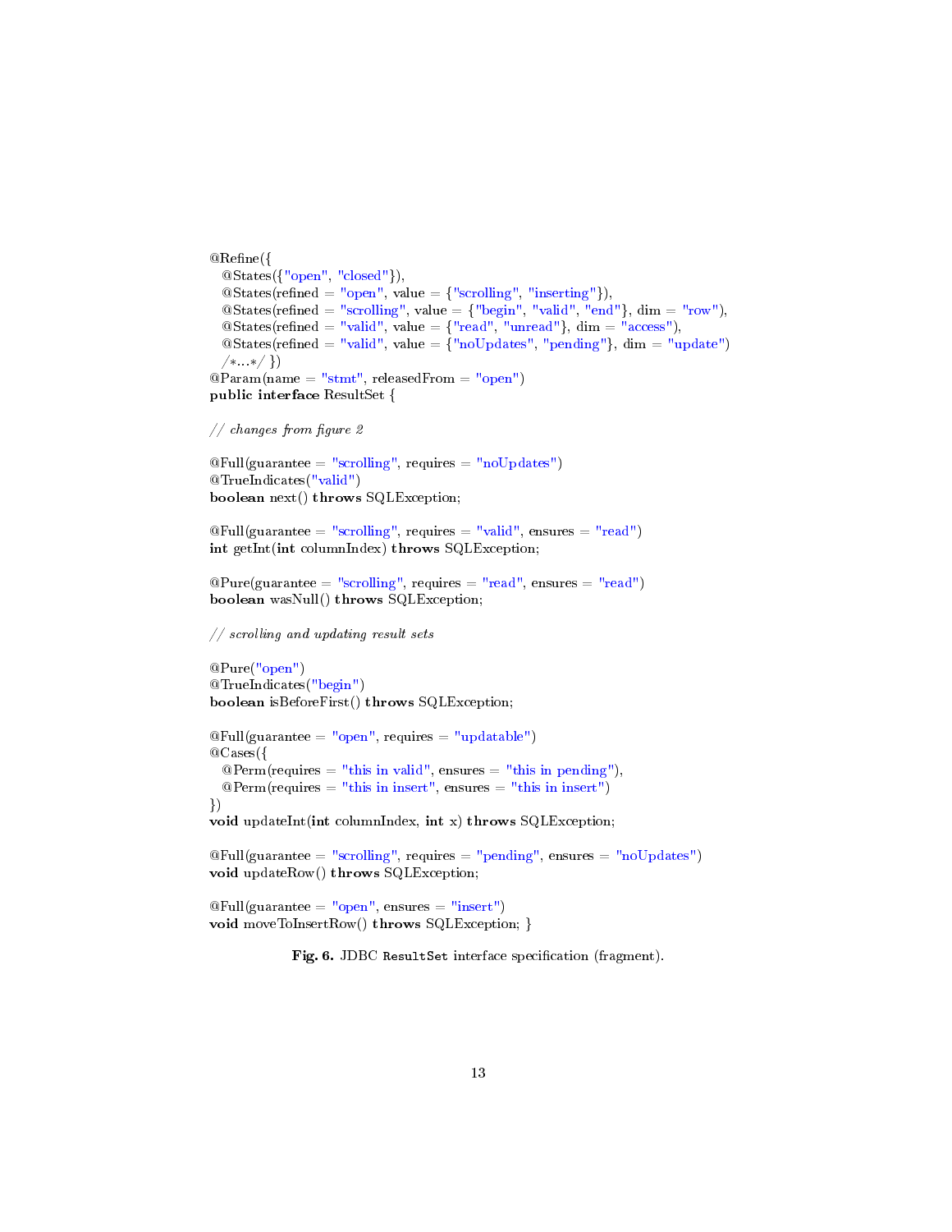```
@Refine({
   @States({"open", "closed"}),
   @States(refined = "open", value = {"scrolling", "inserting"}),
   @States(refined = "scrolling", value = {"begin", "valid", "end"}, dim = "row"),
   @States(refined = "valid", value = {"read", "unread"}, dim = "access"),
   @States(refined = "valid", value = {"noUpdates", "pending"}, dim = "update")
   /*...*/ })
@Param(name = "stmt", releasedFrom = "open")
public interface ResultSet {

// changes from figure 2

@Full(guarantee = "scrolling", requires = "noUpdates")
@TrueIndicates("valid")
boolean next() throws SQLException;

@Full(guarantee = "scrolling", requires = "valid", ensures = "read")
int getInt(int columnIndex) throws SQLException;

@Pure(guarantee = "scrolling", requires = "read", ensures = "read")
boolean wasNull() throws SQLException;

// scrolling and updating result sets

@Pure("open")
@TrueIndicates("begin")
boolean isBeforeFirst() throws SQLException;

@Full(guarantee = "open", requires = "updatable")
@Cases({
   @Perm(requires = "this in valid", ensures = "this in pending"),
   @Perm(requires = "this in insert", ensures = "this in insert")
})
void updateInt(int columnIndex, int x) throws SQLException;

@Full(guarantee = "scrolling", requires = "pending", ensures = "noUpdates")
void updateRow() throws SQLException;

@Full(guarantee = "open", ensures = "insert")
void moveToInsertRow() throws SQLException; }
```

**Fig. 6.** JDBC `ResultSet` interface specification (fragment).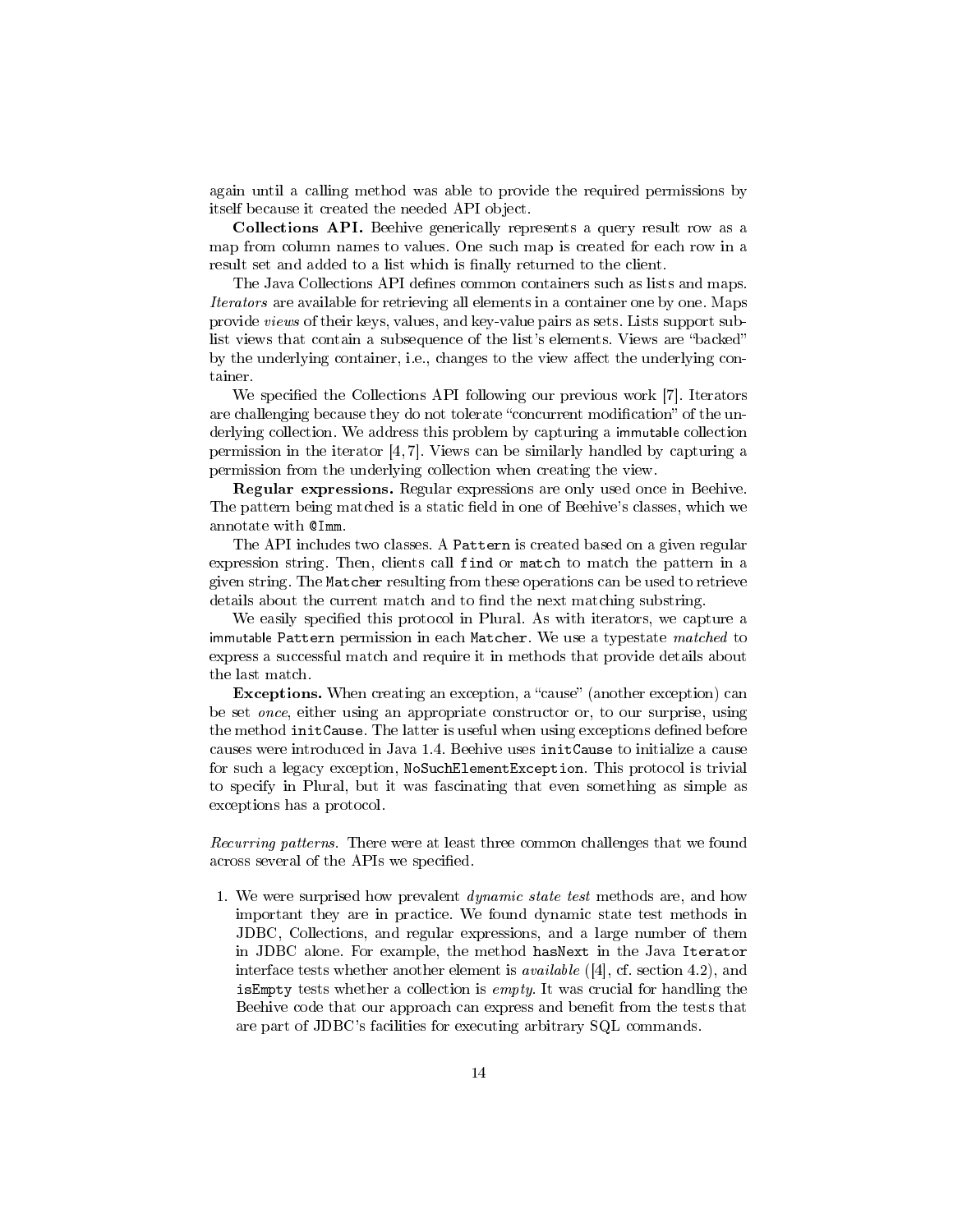again until a calling method was able to provide the required permissions by itself because it created the needed API object.

**Collections API.** Beehive generically represents a query result row as a map from column names to values. One such map is created for each row in a result set and added to a list which is finally returned to the client.

The Java Collections API defines common containers such as lists and maps. *Iterators* are available for retrieving all elements in a container one by one. Maps provide *views* of their keys, values, and key-value pairs as sets. Lists support sublist views that contain a subsequence of the list's elements. Views are "backed" by the underlying container, i.e., changes to the view affect the underlying container.

We specified the Collections API following our previous work [7]. Iterators are challenging because they do not tolerate "concurrent modification" of the underlying collection. We address this problem by capturing a immutable collection permission in the iterator [4, 7]. Views can be similarly handled by capturing a permission from the underlying collection when creating the view.

**Regular expressions.** Regular expressions are only used once in Beehive. The pattern being matched is a static field in one of Beehive's classes, which we annotate with `@Imm`.

The API includes two classes. A `Pattern` is created based on a given regular expression string. Then, clients call `find` or `match` to match the pattern in a given string. The `Matcher` resulting from these operations can be used to retrieve details about the current match and to find the next matching substring.

We easily specified this protocol in Plural. As with iterators, we capture a immutable `Pattern` permission in each `Matcher`. We use a typestate *matched* to express a successful match and require it in methods that provide details about the last match.

**Exceptions.** When creating an exception, a "cause" (another exception) can be set *once*, either using an appropriate constructor or, to our surprise, using the method `initCause`. The latter is useful when using exceptions defined before causes were introduced in Java 1.4. Beehive uses `initCause` to initialize a cause for such a legacy exception, `NoSuchElementException`. This protocol is trivial to specify in Plural, but it was fascinating that even something as simple as exceptions has a protocol.

*Recurring patterns.* There were at least three common challenges that we found across several of the APIs we specified.

1. We were surprised how prevalent *dynamic state test* methods are, and how important they are in practice. We found dynamic state test methods in JDBC, Collections, and regular expressions, and a large number of them in JDBC alone. For example, the method `hasNext` in the Java `Iterator` interface tests whether another element is *available* ([4], cf. section 4.2), and `isEmpty` tests whether a collection is *empty*. It was crucial for handling the Beehive code that our approach can express and benefit from the tests that are part of JDBC's facilities for executing arbitrary SQL commands.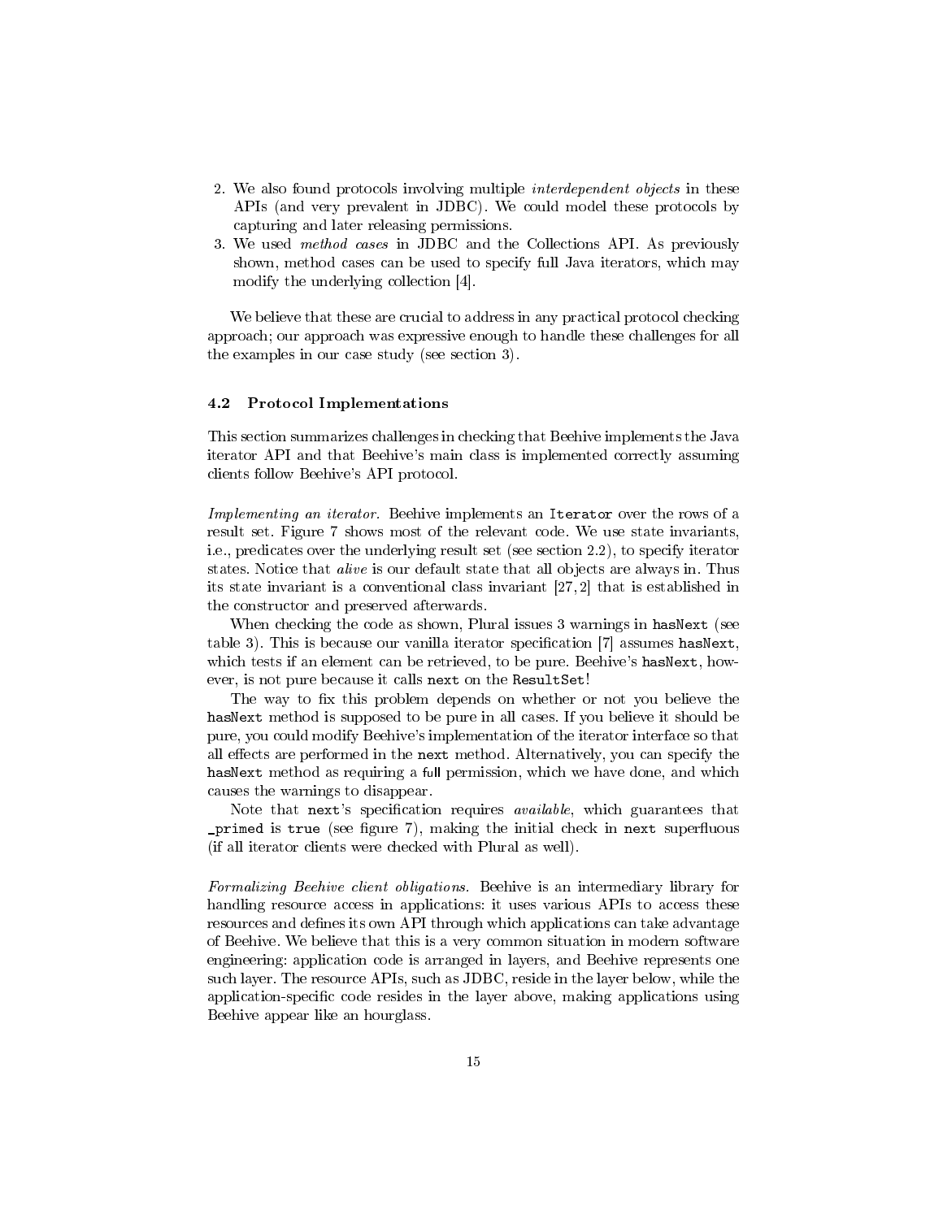2. We also found protocols involving multiple *interdependent objects* in these APIs (and very prevalent in JDBC). We could model these protocols by capturing and later releasing permissions.
3. We used *method cases* in JDBC and the Collections API. As previously shown, method cases can be used to specify full Java iterators, which may modify the underlying collection [4].

We believe that these are crucial to address in any practical protocol checking approach; our approach was expressive enough to handle these challenges for all the examples in our case study (see section 3).

### 4.2 Protocol Implementations

This section summarizes challenges in checking that Beehive implements the Java iterator API and that Beehive's main class is implemented correctly assuming clients follow Beehive's API protocol.

*Implementing an iterator.* Beehive implements an `Iterator` over the rows of a result set. Figure 7 shows most of the relevant code. We use state invariants, i.e., predicates over the underlying result set (see section 2.2), to specify iterator states. Notice that *alive* is our default state that all objects are always in. Thus its state invariant is a conventional class invariant [27, 2] that is established in the constructor and preserved afterwards.

When checking the code as shown, Plural issues 3 warnings in `hasNext` (see table 3). This is because our vanilla iterator specification [7] assumes `hasNext`, which tests if an element can be retrieved, to be pure. Beehive's `hasNext`, however, is not pure because it calls `next` on the `ResultSet`!

The way to fix this problem depends on whether or not you believe the `hasNext` method is supposed to be pure in all cases. If you believe it should be pure, you could modify Beehive's implementation of the iterator interface so that all effects are performed in the `next` method. Alternatively, you can specify the `hasNext` method as requiring a full permission, which we have done, and which causes the warnings to disappear.

Note that `next`'s specification requires *available*, which guarantees that `_primed` is `true` (see figure 7), making the initial check in `next` superfluous (if all iterator clients were checked with Plural as well).

*Formalizing Beehive client obligations.* Beehive is an intermediary library for handling resource access in applications: it uses various APIs to access these resources and defines its own API through which applications can take advantage of Beehive. We believe that this is a very common situation in modern software engineering: application code is arranged in layers, and Beehive represents one such layer. The resource APIs, such as JDBC, reside in the layer below, while the application-specific code resides in the layer above, making applications using Beehive appear like an hourglass.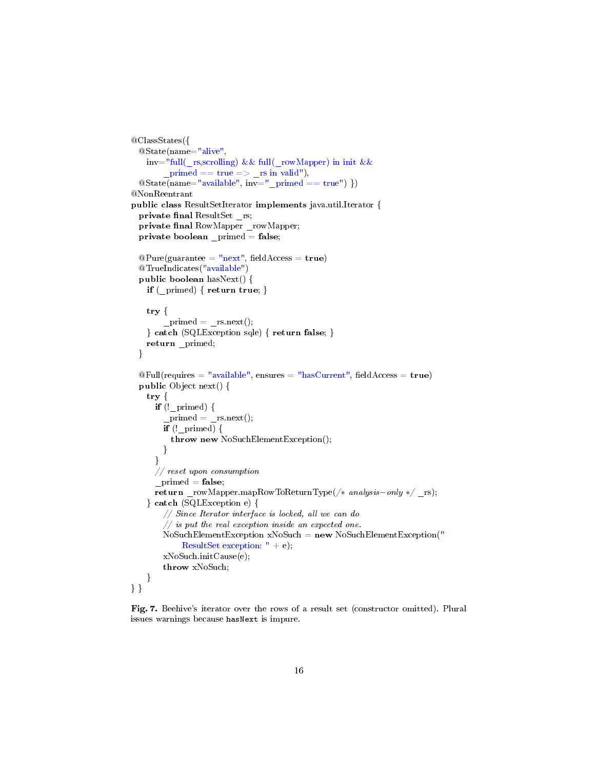```
@ClassStates({
  @State(name="alive",
     inv="full(_rs,scrolling) && full(_rowMapper) in init &&
          _primed == true => _rs in valid"),
  @State(name="available", inv="_primed == true") })
@NonReentrant
public class ResultSetIterator implements java.util.Iterator {
  private final ResultSet _rs;
  private final RowMapper _rowMapper;
  private boolean _primed = false;

  @Pure(guarantee = "next", fieldAccess = true)
  @TrueIndicates("available")
  public boolean hasNext() {
     if (_primed) { return true; }

     try {
          _primed = _rs.next();
     } catch (SQLException sqle) { return false; }
     return _primed;
  }

  @Full(requires = "available", ensures = "hasCurrent", fieldAccess = true)
  public Object next() {
     try {
        if (!_primed) {
          _primed = _rs.next();
          if (!_primed) {
             throw new NoSuchElementException();
          }
        }
        // reset upon consumption
        _primed = false;
        return _rowMapper.mapRowToReturnType(/* analysis-only */ _rs);
     } catch (SQLException e) {
          // Since Iterator interface is locked, all we can do
          // is put the real exception inside an expected one.
          NoSuchElementException xNoSuch = new NoSuchElementException("
               ResultSet exception: " + e);
          xNoSuch.initCause(e);
          throw xNoSuch;
     }
} }
```

**Fig. 7.** Beehive's iterator over the rows of a result set (constructor omitted). Plural issues warnings because `hasNext` is impure.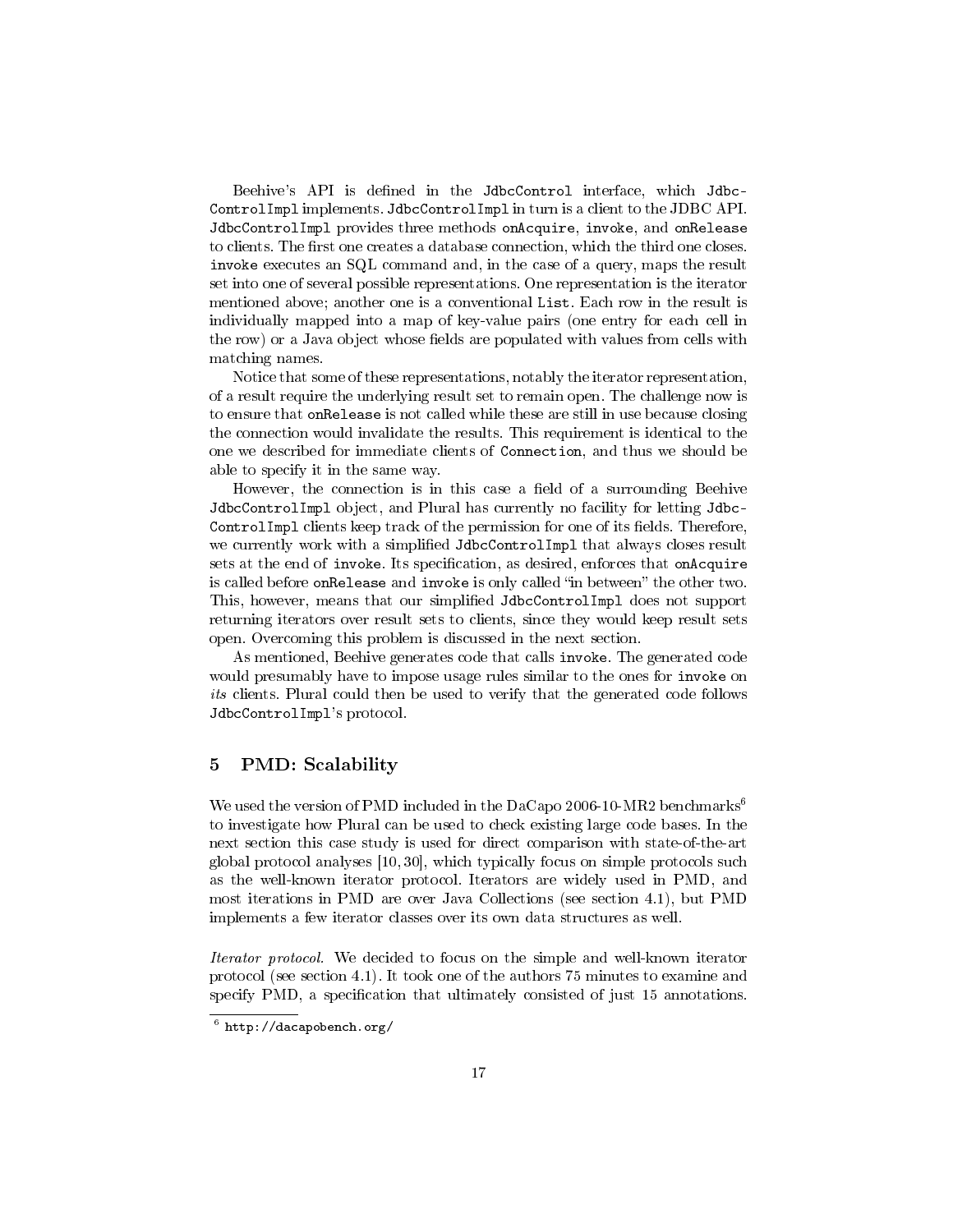Beehive's API is defined in the `JdbcControl` interface, which `JdbcControlImpl` implements. `JdbcControlImpl` in turn is a client to the JDBC API. `JdbcControlImpl` provides three methods `onAcquire`, `invoke`, and `onRelease` to clients. The first one creates a database connection, which the third one closes. `invoke` executes an SQL command and, in the case of a query, maps the result set into one of several possible representations. One representation is the iterator mentioned above; another one is a conventional `List`. Each row in the result is individually mapped into a map of key-value pairs (one entry for each cell in the row) or a Java object whose fields are populated with values from cells with matching names.

Notice that some of these representations, notably the iterator representation, of a result require the underlying result set to remain open. The challenge now is to ensure that `onRelease` is not called while these are still in use because closing the connection would invalidate the results. This requirement is identical to the one we described for immediate clients of `Connection`, and thus we should be able to specify it in the same way.

However, the connection is in this case a field of a surrounding Beehive `JdbcControlImpl` object, and Plural has currently no facility for letting `JdbcControlImpl` clients keep track of the permission for one of its fields. Therefore, we currently work with a simplified `JdbcControlImpl` that always closes result sets at the end of `invoke`. Its specification, as desired, enforces that `onAcquire` is called before `onRelease` and `invoke` is only called "in between" the other two. This, however, means that our simplified `JdbcControlImpl` does not support returning iterators over result sets to clients, since they would keep result sets open. Overcoming this problem is discussed in the next section.

As mentioned, Beehive generates code that calls `invoke`. The generated code would presumably have to impose usage rules similar to the ones for `invoke` on *its* clients. Plural could then be used to verify that the generated code follows `JdbcControlImpl`'s protocol.

## 5 PMD: Scalability

We used the version of PMD included in the DaCapo 2006-10-MR2 benchmarks[6] to investigate how Plural can be used to check existing large code bases. In the next section this case study is used for direct comparison with state-of-the-art global protocol analyses [10, 30], which typically focus on simple protocols such as the well-known iterator protocol. Iterators are widely used in PMD, and most iterations in PMD are over Java Collections (see section 4.1), but PMD implements a few iterator classes over its own data structures as well.

*Iterator protocol.* We decided to focus on the simple and well-known iterator protocol (see section 4.1). It took one of the authors 75 minutes to examine and specify PMD, a specification that ultimately consisted of just 15 annotations.

[6] `http://dacapobench.org/`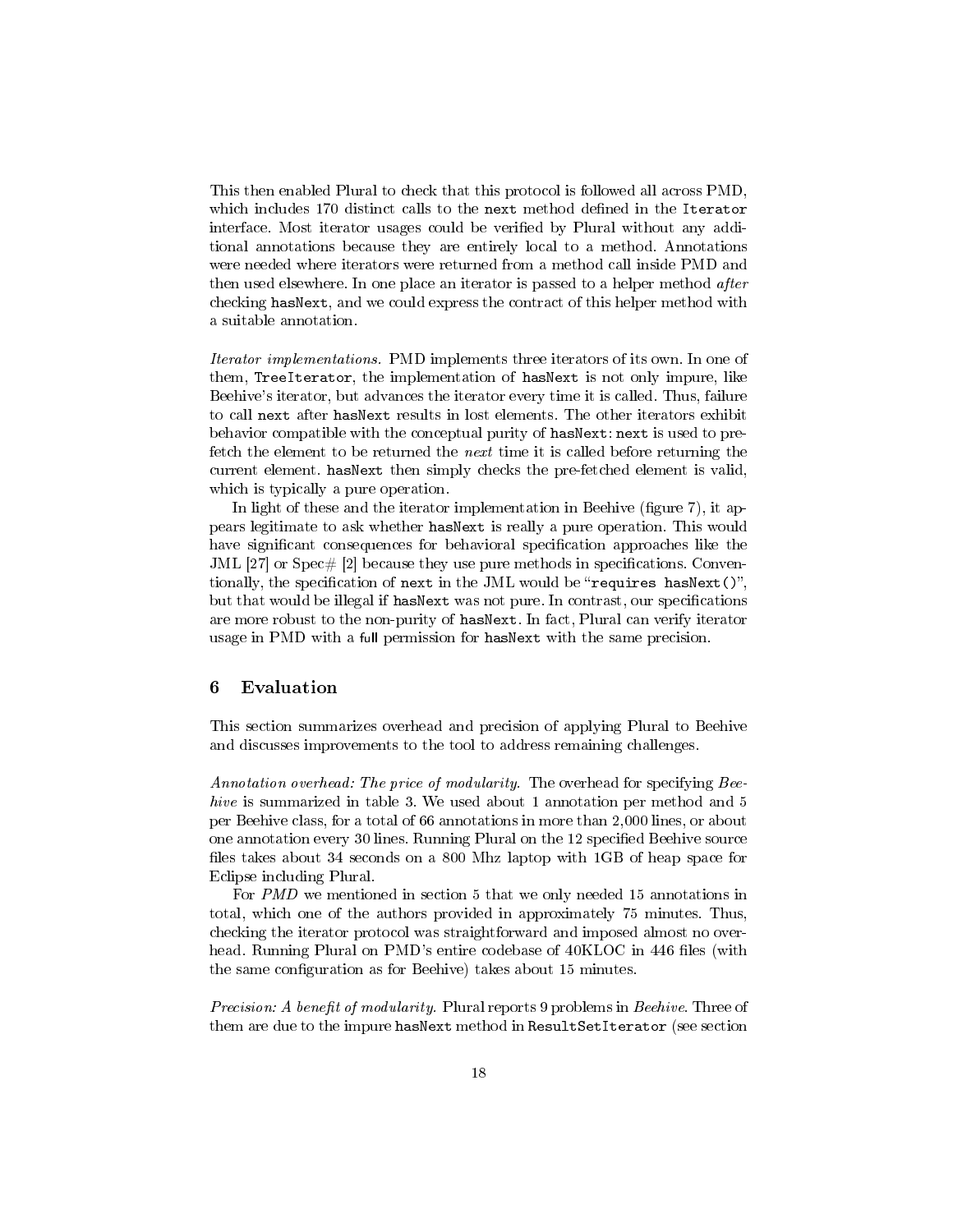This then enabled Plural to check that this protocol is followed all across PMD, which includes 170 distinct calls to the `next` method defined in the `Iterator` interface. Most iterator usages could be verified by Plural without any additional annotations because they are entirely local to a method. Annotations were needed where iterators were returned from a method call inside PMD and then used elsewhere. In one place an iterator is passed to a helper method *after* checking `hasNext`, and we could express the contract of this helper method with a suitable annotation.

*Iterator implementations.* PMD implements three iterators of its own. In one of them, `TreeIterator`, the implementation of `hasNext` is not only impure, like Beehive's iterator, but advances the iterator every time it is called. Thus, failure to call `next` after `hasNext` results in lost elements. The other iterators exhibit behavior compatible with the conceptual purity of `hasNext`: `next` is used to pre-fetch the element to be returned the *next* time it is called before returning the current element. `hasNext` then simply checks the pre-fetched element is valid, which is typically a pure operation.

In light of these and the iterator implementation in Beehive (figure 7), it appears legitimate to ask whether `hasNext` is really a pure operation. This would have significant consequences for behavioral specification approaches like the JML [27] or Spec# [2] because they use pure methods in specifications. Conventionally, the specification of `next` in the JML would be "`requires hasNext()`", but that would be illegal if `hasNext` was not pure. In contrast, our specifications are more robust to the non-purity of `hasNext`. In fact, Plural can verify iterator usage in PMD with a full permission for `hasNext` with the same precision.

## 6 Evaluation

This section summarizes overhead and precision of applying Plural to Beehive and discusses improvements to the tool to address remaining challenges.

*Annotation overhead: The price of modularity.* The overhead for specifying *Beehive* is summarized in table 3. We used about 1 annotation per method and 5 per Beehive class, for a total of 66 annotations in more than 2,000 lines, or about one annotation every 30 lines. Running Plural on the 12 specified Beehive source files takes about 34 seconds on a 800 Mhz laptop with 1GB of heap space for Eclipse including Plural.

For *PMD* we mentioned in section 5 that we only needed 15 annotations in total, which one of the authors provided in approximately 75 minutes. Thus, checking the iterator protocol was straightforward and imposed almost no overhead. Running Plural on PMD's entire codebase of 40KLOC in 446 files (with the same configuration as for Beehive) takes about 15 minutes.

*Precision: A benefit of modularity.* Plural reports 9 problems in *Beehive*. Three of them are due to the impure `hasNext` method in `ResultSetIterator` (see section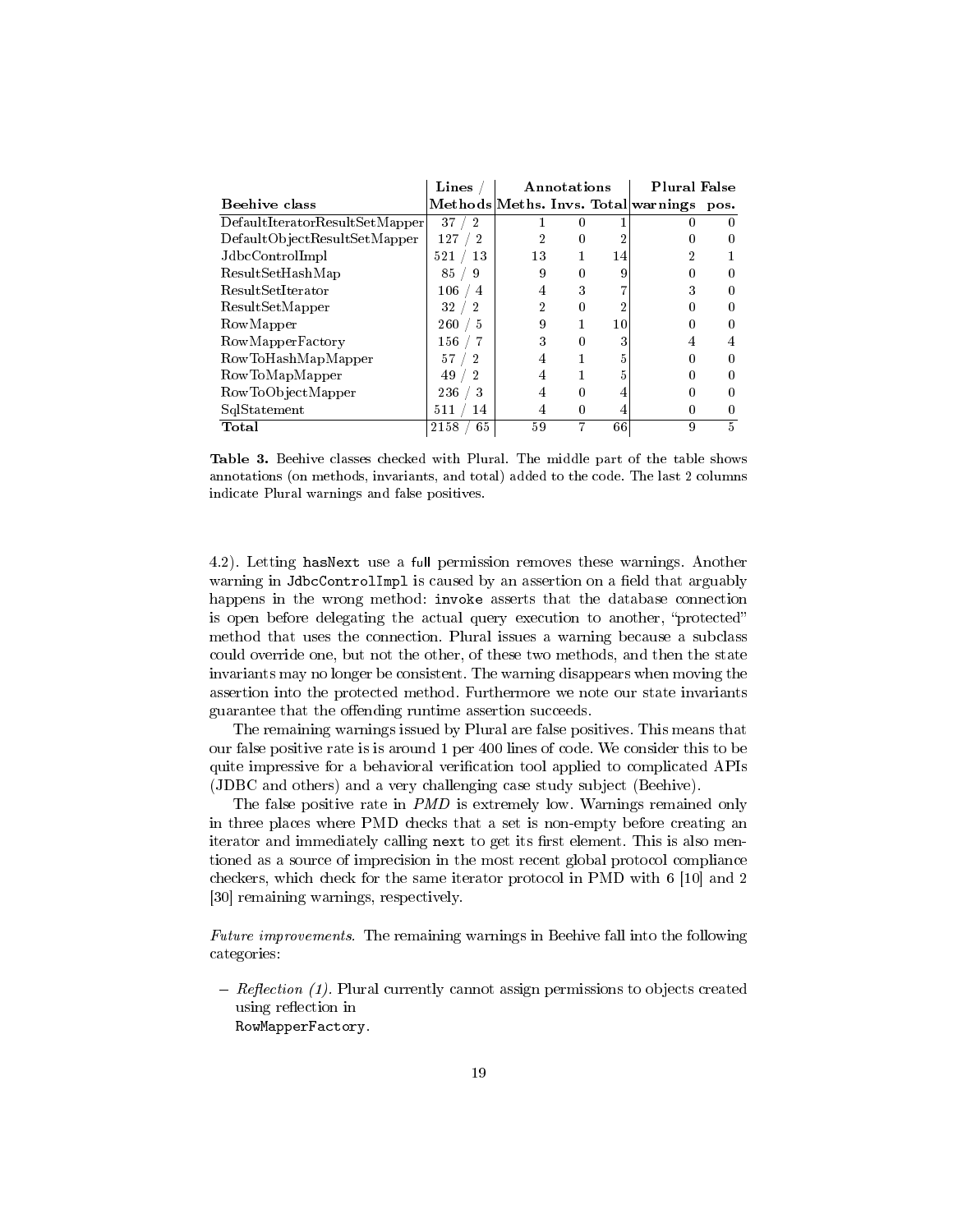| Beehive class | Lines / Methods | Annotations | | | Plural warnings | False pos. |
|---|---|---|---|---|---|---|
| | | Meths. | Invs. | Total | | |
| DefaultIteratorResultSetMapper | 37 / 2 | 1 | 0 | 1 | 0 | 0 |
| DefaultObjectResultSetMapper | 127 / 2 | 2 | 0 | 2 | 0 | 0 |
| JdbcControlImpl | 521 / 13 | 13 | 1 | 14 | 2 | 1 |
| ResultSetHashMap | 85 / 9 | 9 | 0 | 9 | 0 | 0 |
| ResultSetIterator | 106 / 4 | 4 | 3 | 7 | 3 | 0 |
| ResultSetMapper | 32 / 2 | 2 | 0 | 2 | 0 | 0 |
| RowMapper | 260 / 5 | 9 | 1 | 10 | 0 | 0 |
| RowMapperFactory | 156 / 7 | 3 | 0 | 3 | 4 | 4 |
| RowToHashMapMapper | 57 / 2 | 4 | 1 | 5 | 0 | 0 |
| RowToMapMapper | 49 / 2 | 4 | 1 | 5 | 0 | 0 |
| RowToObjectMapper | 236 / 3 | 4 | 0 | 4 | 0 | 0 |
| SqlStatement | 511 / 14 | 4 | 0 | 4 | 0 | 0 |
| **Total** | 2158 / 65 | 59 | 7 | 66 | 9 | 5 |

**Table 3.** Beehive classes checked with Plural. The middle part of the table shows annotations (on methods, invariants, and total) added to the code. The last 2 columns indicate Plural warnings and false positives.

4.2). Letting `hasNext` use a full permission removes these warnings. Another warning in `JdbcControlImpl` is caused by an assertion on a field that arguably happens in the wrong method: `invoke` asserts that the database connection is open before delegating the actual query execution to another, "protected" method that uses the connection. Plural issues a warning because a subclass could override one, but not the other, of these two methods, and then the state invariants may no longer be consistent. The warning disappears when moving the assertion into the protected method. Furthermore we note our state invariants guarantee that the offending runtime assertion succeeds.

The remaining warnings issued by Plural are false positives. This means that our false positive rate is is around 1 per 400 lines of code. We consider this to be quite impressive for a behavioral verification tool applied to complicated APIs (JDBC and others) and a very challenging case study subject (Beehive).

The false positive rate in *PMD* is extremely low. Warnings remained only in three places where PMD checks that a set is non-empty before creating an iterator and immediately calling `next` to get its first element. This is also mentioned as a source of imprecision in the most recent global protocol compliance checkers, which check for the same iterator protocol in PMD with 6 [10] and 2 [30] remaining warnings, respectively.

*Future improvements.* The remaining warnings in Beehive fall into the following categories:

– *Reflection (1).* Plural currently cannot assign permissions to objects created using reflection in `RowMapperFactory`.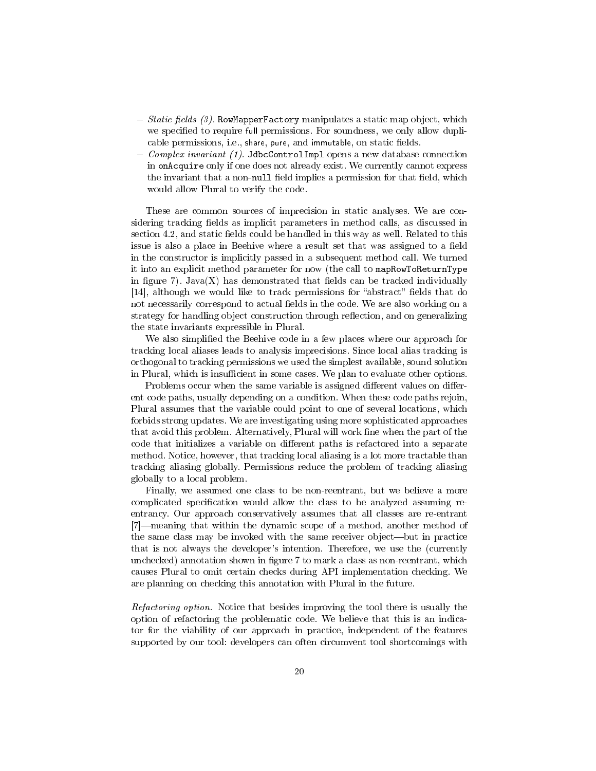- *Static fields (3).* `RowMapperFactory` manipulates a static map object, which we specified to require full permissions. For soundness, we only allow duplicable permissions, i.e., share, pure, and immutable, on static fields.
- *Complex invariant (1).* `JdbcControlImpl` opens a new database connection in `onAcquire` only if one does not already exist. We currently cannot express the invariant that a non-`null` field implies a permission for that field, which would allow Plural to verify the code.

These are common sources of imprecision in static analyses. We are considering tracking fields as implicit parameters in method calls, as discussed in section 4.2, and static fields could be handled in this way as well. Related to this issue is also a place in Beehive where a result set that was assigned to a field in the constructor is implicitly passed in a subsequent method call. We turned it into an explicit method parameter for now (the call to `mapRowToReturnType` in figure 7). Java(X) has demonstrated that fields can be tracked individually [14], although we would like to track permissions for "abstract" fields that do not necessarily correspond to actual fields in the code. We are also working on a strategy for handling object construction through reflection, and on generalizing the state invariants expressible in Plural.

We also simplified the Beehive code in a few places where our approach for tracking local aliases leads to analysis imprecisions. Since local alias tracking is orthogonal to tracking permissions we used the simplest available, sound solution in Plural, which is insufficient in some cases. We plan to evaluate other options.

Problems occur when the same variable is assigned different values on different code paths, usually depending on a condition. When these code paths rejoin, Plural assumes that the variable could point to one of several locations, which forbids strong updates. We are investigating using more sophisticated approaches that avoid this problem. Alternatively, Plural will work fine when the part of the code that initializes a variable on different paths is refactored into a separate method. Notice, however, that tracking local aliasing is a lot more tractable than tracking aliasing globally. Permissions reduce the problem of tracking aliasing globally to a local problem.

Finally, we assumed one class to be non-reentrant, but we believe a more complicated specification would allow the class to be analyzed assuming re-entrancy. Our approach conservatively assumes that all classes are re-entrant [7]—meaning that within the dynamic scope of a method, another method of the same class may be invoked with the same receiver object—but in practice that is not always the developer's intention. Therefore, we use the (currently unchecked) annotation shown in figure 7 to mark a class as non-reentrant, which causes Plural to omit certain checks during API implementation checking. We are planning on checking this annotation with Plural in the future.

*Refactoring option.* Notice that besides improving the tool there is usually the option of refactoring the problematic code. We believe that this is an indicator for the viability of our approach in practice, independent of the features supported by our tool: developers can often circumvent tool shortcomings with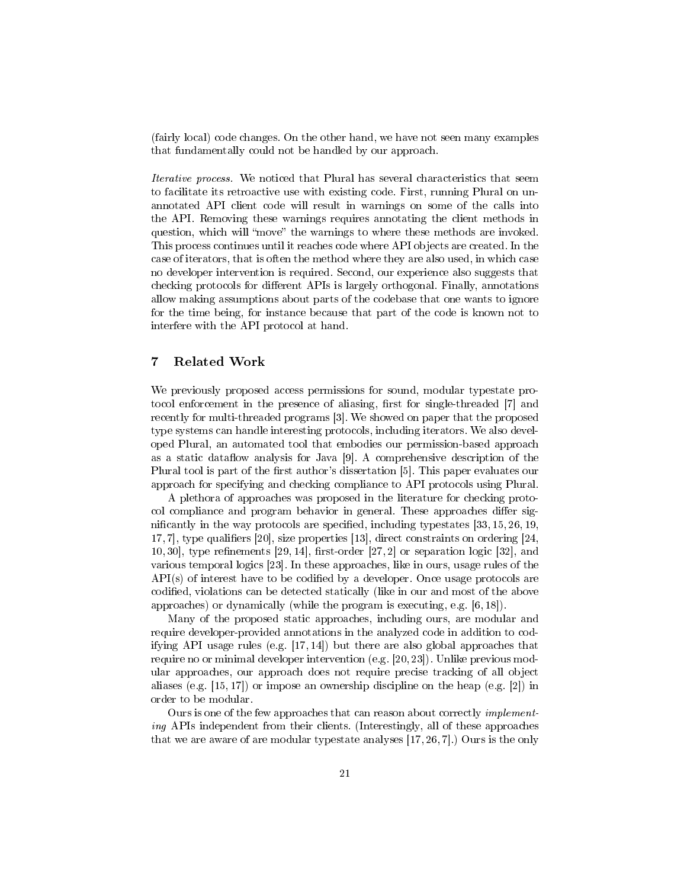(fairly local) code changes. On the other hand, we have not seen many examples that fundamentally could not be handled by our approach.

*Iterative process.* We noticed that Plural has several characteristics that seem to facilitate its retroactive use with existing code. First, running Plural on unannotated API client code will result in warnings on some of the calls into the API. Removing these warnings requires annotating the client methods in question, which will "move" the warnings to where these methods are invoked. This process continues until it reaches code where API objects are created. In the case of iterators, that is often the method where they are also used, in which case no developer intervention is required. Second, our experience also suggests that checking protocols for different APIs is largely orthogonal. Finally, annotations allow making assumptions about parts of the codebase that one wants to ignore for the time being, for instance because that part of the code is known not to interfere with the API protocol at hand.

## 7 Related Work

We previously proposed access permissions for sound, modular typestate protocol enforcement in the presence of aliasing, first for single-threaded [7] and recently for multi-threaded programs [3]. We showed on paper that the proposed type systems can handle interesting protocols, including iterators. We also developed Plural, an automated tool that embodies our permission-based approach as a static dataflow analysis for Java [9]. A comprehensive description of the Plural tool is part of the first author's dissertation [5]. This paper evaluates our approach for specifying and checking compliance to API protocols using Plural.

A plethora of approaches was proposed in the literature for checking protocol compliance and program behavior in general. These approaches differ significantly in the way protocols are specified, including typestates [33, 15, 26, 19, 17, 7], type qualifiers [20], size properties [13], direct constraints on ordering [24, 10, 30], type refinements [29, 14], first-order [27, 2] or separation logic [32], and various temporal logics [23]. In these approaches, like in ours, usage rules of the API(s) of interest have to be codified by a developer. Once usage protocols are codified, violations can be detected statically (like in our and most of the above approaches) or dynamically (while the program is executing, e.g. [6, 18]).

Many of the proposed static approaches, including ours, are modular and require developer-provided annotations in the analyzed code in addition to codifying API usage rules (e.g. [17, 14]) but there are also global approaches that require no or minimal developer intervention (e.g. [20, 23]). Unlike previous modular approaches, our approach does not require precise tracking of all object aliases (e.g. [15, 17]) or impose an ownership discipline on the heap (e.g. [2]) in order to be modular.

Ours is one of the few approaches that can reason about correctly *implementing* APIs independent from their clients. (Interestingly, all of these approaches that we are aware of are modular typestate analyses [17, 26, 7].) Ours is the only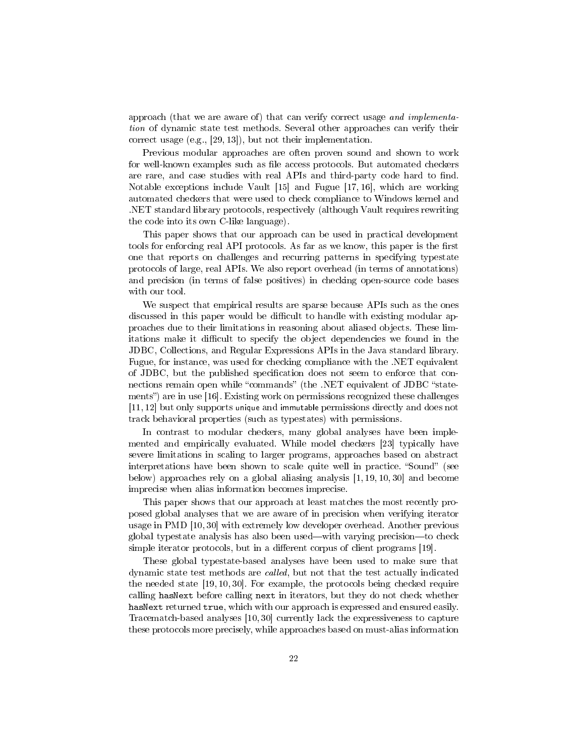approach (that we are aware of) that can verify correct usage *and implementation* of dynamic state test methods. Several other approaches can verify their correct usage (e.g., [29, 13]), but not their implementation.

Previous modular approaches are often proven sound and shown to work for well-known examples such as file access protocols. But automated checkers are rare, and case studies with real APIs and third-party code hard to find. Notable exceptions include Vault [15] and Fugue [17, 16], which are working automated checkers that were used to check compliance to Windows kernel and .NET standard library protocols, respectively (although Vault requires rewriting the code into its own C-like language).

This paper shows that our approach can be used in practical development tools for enforcing real API protocols. As far as we know, this paper is the first one that reports on challenges and recurring patterns in specifying typestate protocols of large, real APIs. We also report overhead (in terms of annotations) and precision (in terms of false positives) in checking open-source code bases with our tool.

We suspect that empirical results are sparse because APIs such as the ones discussed in this paper would be difficult to handle with existing modular approaches due to their limitations in reasoning about aliased objects. These limitations make it difficult to specify the object dependencies we found in the JDBC, Collections, and Regular Expressions APIs in the Java standard library. Fugue, for instance, was used for checking compliance with the .NET equivalent of JDBC, but the published specification does not seem to enforce that connections remain open while "commands" (the .NET equivalent of JDBC "statements") are in use [16]. Existing work on permissions recognized these challenges [11, 12] but only supports unique and immutable permissions directly and does not track behavioral properties (such as typestates) with permissions.

In contrast to modular checkers, many global analyses have been implemented and empirically evaluated. While model checkers [23] typically have severe limitations in scaling to larger programs, approaches based on abstract interpretations have been shown to scale quite well in practice. "Sound" (see below) approaches rely on a global aliasing analysis [1, 19, 10, 30] and become imprecise when alias information becomes imprecise.

This paper shows that our approach at least matches the most recently proposed global analyses that we are aware of in precision when verifying iterator usage in PMD [10, 30] with extremely low developer overhead. Another previous global typestate analysis has also been used—with varying precision—to check simple iterator protocols, but in a different corpus of client programs [19].

These global typestate-based analyses have been used to make sure that dynamic state test methods are *called*, but not that the test actually indicated the needed state [19, 10, 30]. For example, the protocols being checked require calling `hasNext` before calling `next` in iterators, but they do not check whether `hasNext` returned `true`, which with our approach is expressed and ensured easily. Tracematch-based analyses [10, 30] currently lack the expressiveness to capture these protocols more precisely, while approaches based on must-alias information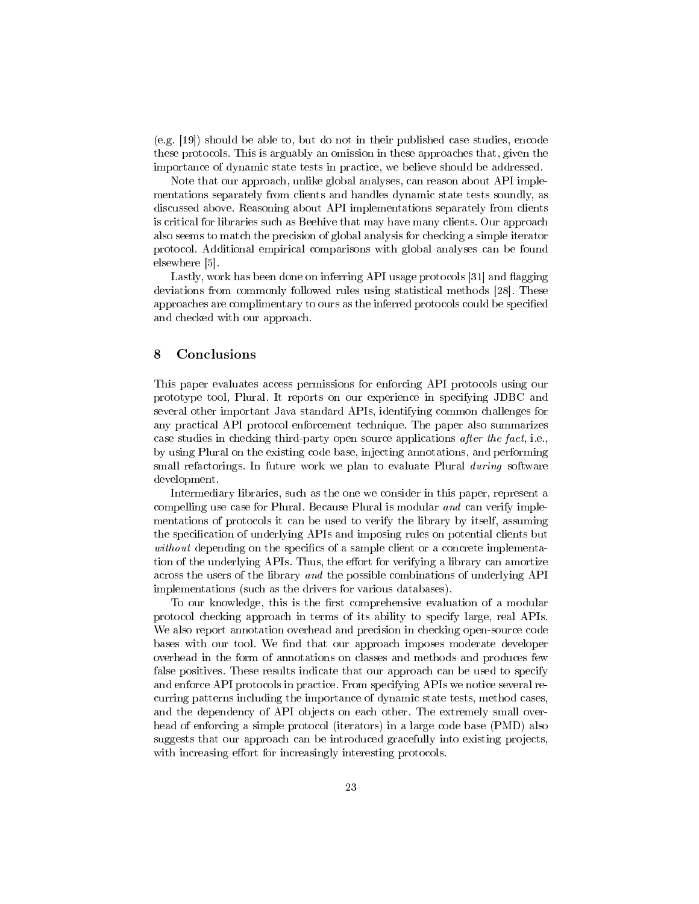(e.g. [19]) should be able to, but do not in their published case studies, encode these protocols. This is arguably an omission in these approaches that, given the importance of dynamic state tests in practice, we believe should be addressed.

Note that our approach, unlike global analyses, can reason about API implementations separately from clients and handles dynamic state tests soundly, as discussed above. Reasoning about API implementations separately from clients is critical for libraries such as Beehive that may have many clients. Our approach also seems to match the precision of global analysis for checking a simple iterator protocol. Additional empirical comparisons with global analyses can be found elsewhere [5].

Lastly, work has been done on inferring API usage protocols [31] and flagging deviations from commonly followed rules using statistical methods [28]. These approaches are complimentary to ours as the inferred protocols could be specified and checked with our approach.

## 8 Conclusions

This paper evaluates access permissions for enforcing API protocols using our prototype tool, Plural. It reports on our experience in specifying JDBC and several other important Java standard APIs, identifying common challenges for any practical API protocol enforcement technique. The paper also summarizes case studies in checking third-party open source applications *after the fact*, i.e., by using Plural on the existing code base, injecting annotations, and performing small refactorings. In future work we plan to evaluate Plural *during* software development.

Intermediary libraries, such as the one we consider in this paper, represent a compelling use case for Plural. Because Plural is modular *and* can verify implementations of protocols it can be used to verify the library by itself, assuming the specification of underlying APIs and imposing rules on potential clients but *without* depending on the specifics of a sample client or a concrete implementation of the underlying APIs. Thus, the effort for verifying a library can amortize across the users of the library *and* the possible combinations of underlying API implementations (such as the drivers for various databases).

To our knowledge, this is the first comprehensive evaluation of a modular protocol checking approach in terms of its ability to specify large, real APIs. We also report annotation overhead and precision in checking open-source code bases with our tool. We find that our approach imposes moderate developer overhead in the form of annotations on classes and methods and produces few false positives. These results indicate that our approach can be used to specify and enforce API protocols in practice. From specifying APIs we notice several recurring patterns including the importance of dynamic state tests, method cases, and the dependency of API objects on each other. The extremely small overhead of enforcing a simple protocol (iterators) in a large code base (PMD) also suggests that our approach can be introduced gracefully into existing projects, with increasing effort for increasingly interesting protocols.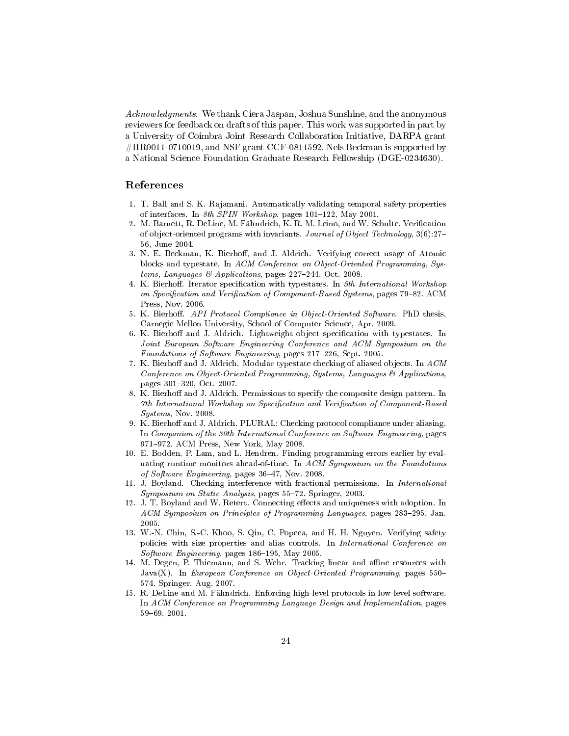*Acknowledgments.* We thank Ciera Jaspan, Joshua Sunshine, and the anonymous reviewers for feedback on drafts of this paper. This work was supported in part by a University of Coimbra Joint Research Collaboration Initiative, DARPA grant #HR0011-0710019, and NSF grant CCF-0811592. Nels Beckman is supported by a National Science Foundation Graduate Research Fellowship (DGE-0234630).

## References

1. T. Ball and S. K. Rajamani. Automatically validating temporal safety properties of interfaces. In *8th SPIN Workshop*, pages 101–122, May 2001.
2. M. Barnett, R. DeLine, M. Fähndrich, K. R. M. Leino, and W. Schulte. Verification of object-oriented programs with invariants. *Journal of Object Technology*, 3(6):27–56, June 2004.
3. N. E. Beckman, K. Bierhoff, and J. Aldrich. Verifying correct usage of Atomic blocks and typestate. In *ACM Conference on Object-Oriented Programming, Systems, Languages & Applications*, pages 227–244, Oct. 2008.
4. K. Bierhoff. Iterator specification with typestates. In *5th International Workshop on Specification and Verification of Component-Based Systems*, pages 79–82. ACM Press, Nov. 2006.
5. K. Bierhoff. *API Protocol Compliance in Object-Oriented Software.* PhD thesis, Carnegie Mellon University, School of Computer Science, Apr. 2009.
6. K. Bierhoff and J. Aldrich. Lightweight object specification with typestates. In *Joint European Software Engineering Conference and ACM Symposium on the Foundations of Software Engineering*, pages 217–226, Sept. 2005.
7. K. Bierhoff and J. Aldrich. Modular typestate checking of aliased objects. In *ACM Conference on Object-Oriented Programming, Systems, Languages & Applications*, pages 301–320, Oct. 2007.
8. K. Bierhoff and J. Aldrich. Permissions to specify the composite design pattern. In *7th International Workshop on Specification and Verification of Component-Based Systems*, Nov. 2008.
9. K. Bierhoff and J. Aldrich. PLURAL: Checking protocol compliance under aliasing. In *Companion of the 30th International Conference on Software Engineering*, pages 971–972. ACM Press, New York, May 2008.
10. E. Bodden, P. Lam, and L. Hendren. Finding programming errors earlier by evaluating runtime monitors ahead-of-time. In *ACM Symposium on the Foundations of Software Engineering*, pages 36–47, Nov. 2008.
11. J. Boyland. Checking interference with fractional permissions. In *International Symposium on Static Analysis*, pages 55–72. Springer, 2003.
12. J. T. Boyland and W. Retert. Connecting effects and uniqueness with adoption. In *ACM Symposium on Principles of Programming Languages*, pages 283–295, Jan. 2005.
13. W.-N. Chin, S.-C. Khoo, S. Qin, C. Popeea, and H. H. Nguyen. Verifying safety policies with size properties and alias controls. In *International Conference on Software Engineering*, pages 186–195, May 2005.
14. M. Degen, P. Thiemann, and S. Wehr. Tracking linear and affine resources with Java(X). In *European Conference on Object-Oriented Programming*, pages 550–574. Springer, Aug. 2007.
15. R. DeLine and M. Fähndrich. Enforcing high-level protocols in low-level software. In *ACM Conference on Programming Language Design and Implementation*, pages 59–69, 2001.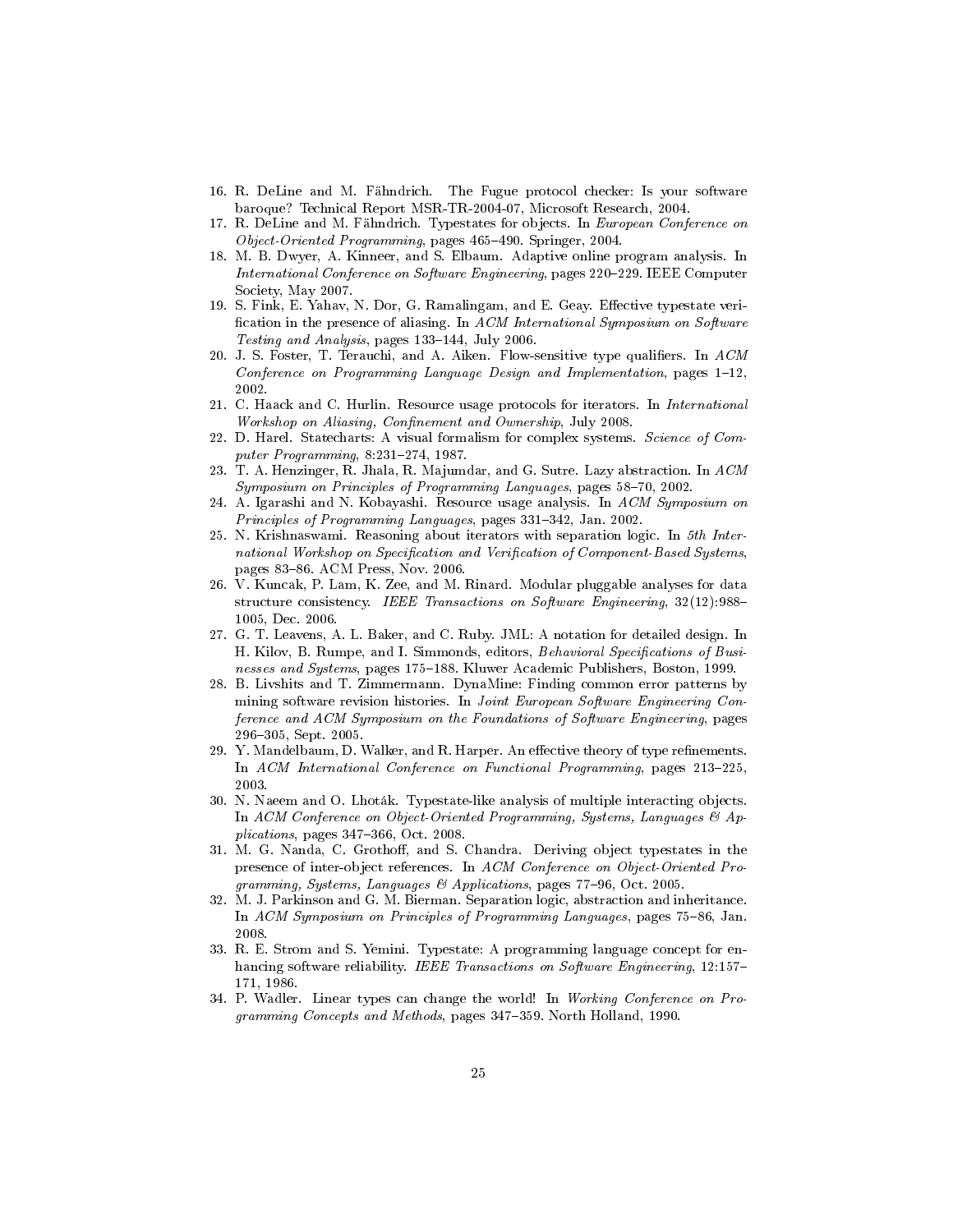16. R. DeLine and M. Fähndrich. The Fugue protocol checker: Is your software baroque? Technical Report MSR-TR-2004-07, Microsoft Research, 2004.
17. R. DeLine and M. Fähndrich. Typestates for objects. In *European Conference on Object-Oriented Programming*, pages 465–490. Springer, 2004.
18. M. B. Dwyer, A. Kinneer, and S. Elbaum. Adaptive online program analysis. In *International Conference on Software Engineering*, pages 220–229. IEEE Computer Society, May 2007.
19. S. Fink, E. Yahav, N. Dor, G. Ramalingam, and E. Geay. Effective typestate verification in the presence of aliasing. In *ACM International Symposium on Software Testing and Analysis*, pages 133–144, July 2006.
20. J. S. Foster, T. Terauchi, and A. Aiken. Flow-sensitive type qualifiers. In *ACM Conference on Programming Language Design and Implementation*, pages 1–12, 2002.
21. C. Haack and C. Hurlin. Resource usage protocols for iterators. In *International Workshop on Aliasing, Confinement and Ownership*, July 2008.
22. D. Harel. Statecharts: A visual formalism for complex systems. *Science of Computer Programming*, 8:231–274, 1987.
23. T. A. Henzinger, R. Jhala, R. Majumdar, and G. Sutre. Lazy abstraction. In *ACM Symposium on Principles of Programming Languages*, pages 58–70, 2002.
24. A. Igarashi and N. Kobayashi. Resource usage analysis. In *ACM Symposium on Principles of Programming Languages*, pages 331–342, Jan. 2002.
25. N. Krishnaswami. Reasoning about iterators with separation logic. In *5th International Workshop on Specification and Verification of Component-Based Systems*, pages 83–86. ACM Press, Nov. 2006.
26. V. Kuncak, P. Lam, K. Zee, and M. Rinard. Modular pluggable analyses for data structure consistency. *IEEE Transactions on Software Engineering*, 32(12):988–1005, Dec. 2006.
27. G. T. Leavens, A. L. Baker, and C. Ruby. JML: A notation for detailed design. In H. Kilov, B. Rumpe, and I. Simmonds, editors, *Behavioral Specifications of Businesses and Systems*, pages 175–188. Kluwer Academic Publishers, Boston, 1999.
28. B. Livshits and T. Zimmermann. DynaMine: Finding common error patterns by mining software revision histories. In *Joint European Software Engineering Conference and ACM Symposium on the Foundations of Software Engineering*, pages 296–305, Sept. 2005.
29. Y. Mandelbaum, D. Walker, and R. Harper. An effective theory of type refinements. In *ACM International Conference on Functional Programming*, pages 213–225, 2003.
30. N. Naeem and O. Lhoták. Typestate-like analysis of multiple interacting objects. In *ACM Conference on Object-Oriented Programming, Systems, Languages & Applications*, pages 347–366, Oct. 2008.
31. M. G. Nanda, C. Grothoff, and S. Chandra. Deriving object typestates in the presence of inter-object references. In *ACM Conference on Object-Oriented Programming, Systems, Languages & Applications*, pages 77–96, Oct. 2005.
32. M. J. Parkinson and G. M. Bierman. Separation logic, abstraction and inheritance. In *ACM Symposium on Principles of Programming Languages*, pages 75–86, Jan. 2008.
33. R. E. Strom and S. Yemini. Typestate: A programming language concept for enhancing software reliability. *IEEE Transactions on Software Engineering*, 12:157–171, 1986.
34. P. Wadler. Linear types can change the world! In *Working Conference on Programming Concepts and Methods*, pages 347–359. North Holland, 1990.